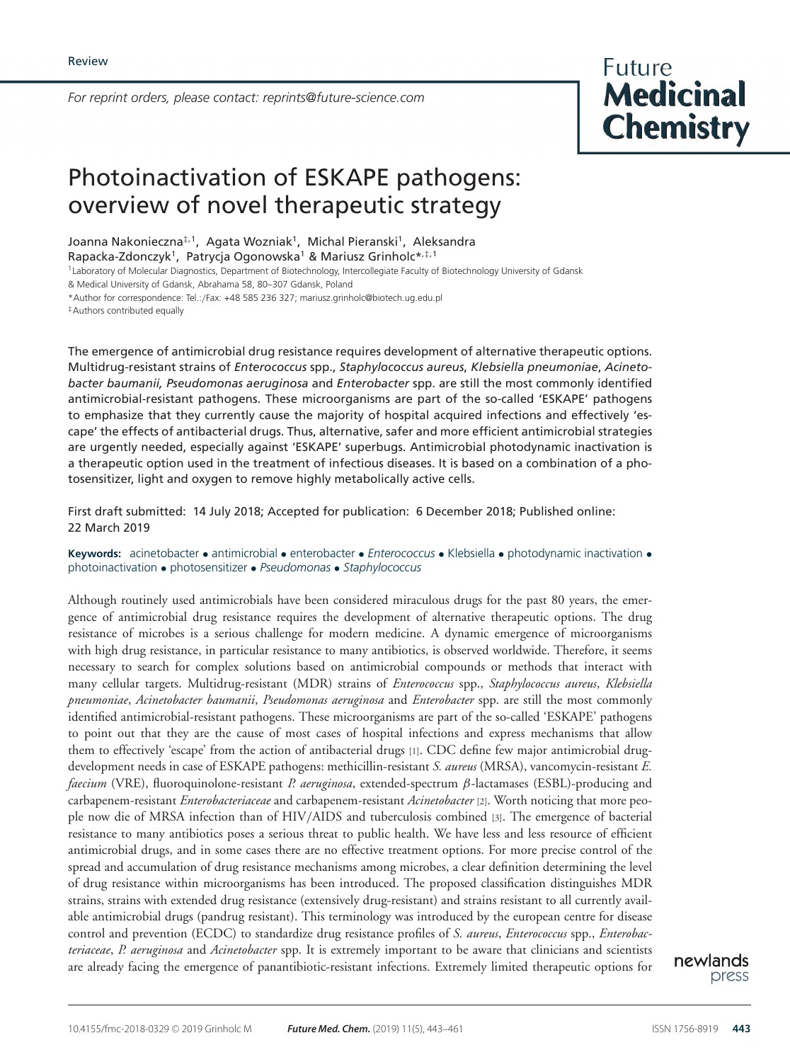Review

*For reprint orders, please contact: reprints@future-science.com*

# Photoinactivation of ESKAPE pathogens: overview of novel therapeutic strategy

Joanna Nakonieczna[‡,1], Agata Wozniak[1], Michal Pieranski[1], Aleksandra Rapacka-Zdonczyk[1], Patrycja Ogonowska[1] & Mariusz Grinholc*[,‡,1]

[1]Laboratory of Molecular Diagnostics, Department of Biotechnology, Intercollegiate Faculty of Biotechnology University of Gdansk & Medical University of Gdansk, Abrahama 58, 80–307 Gdansk, Poland

*Author for correspondence: Tel.:/Fax: +48 585 236 327; mariusz.grinholc@biotech.ug.edu.pl

[‡]Authors contributed equally

The emergence of antimicrobial drug resistance requires development of alternative therapeutic options. Multidrug-resistant strains of *Enterococcus* spp., *Staphylococcus aureus*, *Klebsiella pneumoniae*, *Acinetobacter baumanii, Pseudomonas aeruginosa* and *Enterobacter* spp. are still the most commonly identified antimicrobial-resistant pathogens. These microorganisms are part of the so-called 'ESKAPE' pathogens to emphasize that they currently cause the majority of hospital acquired infections and effectively 'escape' the effects of antibacterial drugs. Thus, alternative, safer and more efficient antimicrobial strategies are urgently needed, especially against 'ESKAPE' superbugs. Antimicrobial photodynamic inactivation is a therapeutic option used in the treatment of infectious diseases. It is based on a combination of a photosensitizer, light and oxygen to remove highly metabolically active cells.

First draft submitted: 14 July 2018; Accepted for publication: 6 December 2018; Published online: 22 March 2019

**Keywords:** acinetobacter • antimicrobial • enterobacter • *Enterococcus* • Klebsiella • photodynamic inactivation • photoinactivation • photosensitizer • *Pseudomonas* • *Staphylococcus*

Although routinely used antimicrobials have been considered miraculous drugs for the past 80 years, the emergence of antimicrobial drug resistance requires the development of alternative therapeutic options. The drug resistance of microbes is a serious challenge for modern medicine. A dynamic emergence of microorganisms with high drug resistance, in particular resistance to many antibiotics, is observed worldwide. Therefore, it seems necessary to search for complex solutions based on antimicrobial compounds or methods that interact with many cellular targets. Multidrug-resistant (MDR) strains of *Enterococcus* spp., *Staphylococcus aureus*, *Klebsiella pneumoniae*, *Acinetobacter baumanii*, *Pseudomonas aeruginosa* and *Enterobacter* spp. are still the most commonly identified antimicrobial-resistant pathogens. These microorganisms are part of the so-called 'ESKAPE' pathogens to point out that they are the cause of most cases of hospital infections and express mechanisms that allow them to effectively 'escape' from the action of antibacterial drugs [1]. CDC define few major antimicrobial drug-development needs in case of ESKAPE pathogens: methicillin-resistant *S. aureus* (MRSA), vancomycin-resistant *E. faecium* (VRE), fluoroquinolone-resistant *P. aeruginosa*, extended-spectrum $\beta$-lactamases (ESBL)-producing and carbapenem-resistant *Enterobacteriaceae* and carbapenem-resistant *Acinetobacter* [2]. Worth noticing that more people now die of MRSA infection than of HIV/AIDS and tuberculosis combined [3]. The emergence of bacterial resistance to many antibiotics poses a serious threat to public health. We have less and less resource of efficient antimicrobial drugs, and in some cases there are no effective treatment options. For more precise control of the spread and accumulation of drug resistance mechanisms among microbes, a clear definition determining the level of drug resistance within microorganisms has been introduced. The proposed classification distinguishes MDR strains, strains with extended drug resistance (extensively drug-resistant) and strains resistant to all currently available antimicrobial drugs (pandrug resistant). This terminology was introduced by the european centre for disease control and prevention (ECDC) to standardize drug resistance profiles of *S. aureus*, *Enterococcus* spp., *Enterobacteriaceae*, *P. aeruginosa* and *Acinetobacter* spp. It is extremely important to be aware that clinicians and scientists are already facing the emergence of panantibiotic-resistant infections. Extremely limited therapeutic options for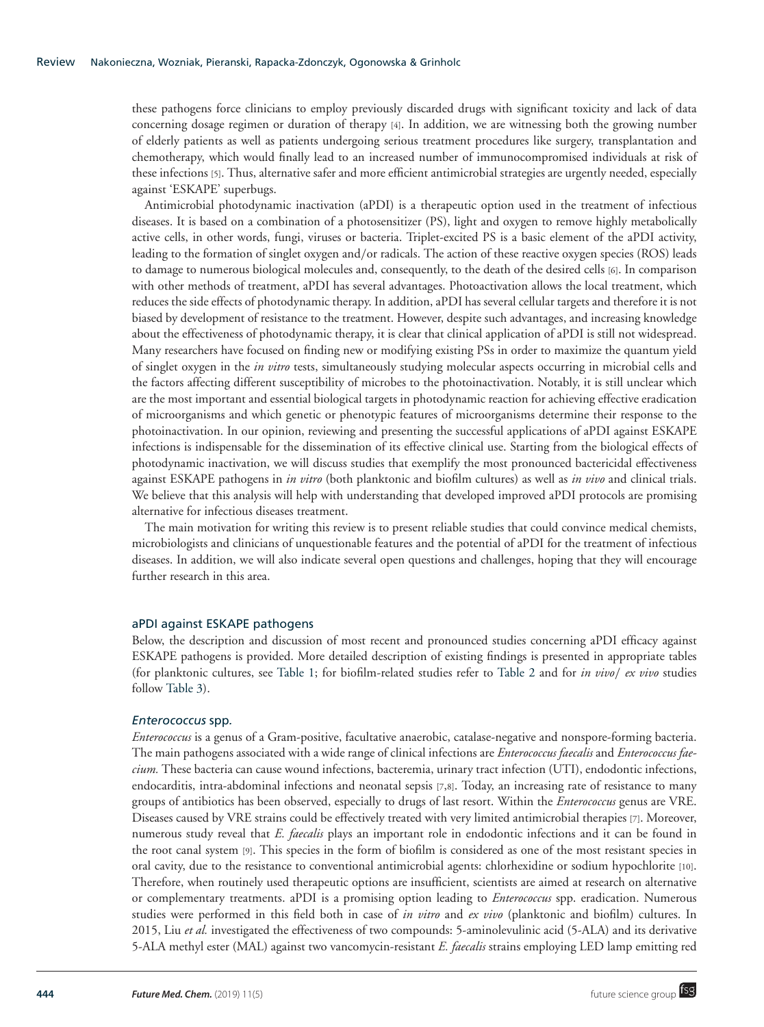these pathogens force clinicians to employ previously discarded drugs with significant toxicity and lack of data concerning dosage regimen or duration of therapy [4]. In addition, we are witnessing both the growing number of elderly patients as well as patients undergoing serious treatment procedures like surgery, transplantation and chemotherapy, which would finally lead to an increased number of immunocompromised individuals at risk of these infections [5]. Thus, alternative safer and more efficient antimicrobial strategies are urgently needed, especially against 'ESKAPE' superbugs.

Antimicrobial photodynamic inactivation (aPDI) is a therapeutic option used in the treatment of infectious diseases. It is based on a combination of a photosensitizer (PS), light and oxygen to remove highly metabolically active cells, in other words, fungi, viruses or bacteria. Triplet-excited PS is a basic element of the aPDI activity, leading to the formation of singlet oxygen and/or radicals. The action of these reactive oxygen species (ROS) leads to damage to numerous biological molecules and, consequently, to the death of the desired cells [6]. In comparison with other methods of treatment, aPDI has several advantages. Photoactivation allows the local treatment, which reduces the side effects of photodynamic therapy. In addition, aPDI has several cellular targets and therefore it is not biased by development of resistance to the treatment. However, despite such advantages, and increasing knowledge about the effectiveness of photodynamic therapy, it is clear that clinical application of aPDI is still not widespread. Many researchers have focused on finding new or modifying existing PSs in order to maximize the quantum yield of singlet oxygen in the *in vitro* tests, simultaneously studying molecular aspects occurring in microbial cells and the factors affecting different susceptibility of microbes to the photoinactivation. Notably, it is still unclear which are the most important and essential biological targets in photodynamic reaction for achieving effective eradication of microorganisms and which genetic or phenotypic features of microorganisms determine their response to the photoinactivation. In our opinion, reviewing and presenting the successful applications of aPDI against ESKAPE infections is indispensable for the dissemination of its effective clinical use. Starting from the biological effects of photodynamic inactivation, we will discuss studies that exemplify the most pronounced bactericidal effectiveness against ESKAPE pathogens in *in vitro* (both planktonic and biofilm cultures) as well as *in vivo* and clinical trials. We believe that this analysis will help with understanding that developed improved aPDI protocols are promising alternative for infectious diseases treatment.

The main motivation for writing this review is to present reliable studies that could convince medical chemists, microbiologists and clinicians of unquestionable features and the potential of aPDI for the treatment of infectious diseases. In addition, we will also indicate several open questions and challenges, hoping that they will encourage further research in this area.

## aPDI against ESKAPE pathogens

Below, the description and discussion of most recent and pronounced studies concerning aPDI efficacy against ESKAPE pathogens is provided. More detailed description of existing findings is presented in appropriate tables (for planktonic cultures, see Table 1; for biofilm-related studies refer to Table 2 and for *in vivo*/ *ex vivo* studies follow Table 3).

### *Enterococcus* spp.

*Enterococcus* is a genus of a Gram-positive, facultative anaerobic, catalase-negative and nonspore-forming bacteria. The main pathogens associated with a wide range of clinical infections are *Enterococcus faecalis* and *Enterococcus faecium.* These bacteria can cause wound infections, bacteremia, urinary tract infection (UTI), endodontic infections, endocarditis, intra-abdominal infections and neonatal sepsis [7,8]. Today, an increasing rate of resistance to many groups of antibiotics has been observed, especially to drugs of last resort. Within the *Enterococcus* genus are VRE. Diseases caused by VRE strains could be effectively treated with very limited antimicrobial therapies [7]. Moreover, numerous study reveal that *E. faecalis* plays an important role in endodontic infections and it can be found in the root canal system [9]. This species in the form of biofilm is considered as one of the most resistant species in oral cavity, due to the resistance to conventional antimicrobial agents: chlorhexidine or sodium hypochlorite [10]. Therefore, when routinely used therapeutic options are insufficient, scientists are aimed at research on alternative or complementary treatments. aPDI is a promising option leading to *Enterococcus* spp. eradication. Numerous studies were performed in this field both in case of *in vitro* and *ex vivo* (planktonic and biofilm) cultures. In 2015, Liu *et al.* investigated the effectiveness of two compounds: 5-aminolevulinic acid (5-ALA) and its derivative 5-ALA methyl ester (MAL) against two vancomycin-resistant *E. faecalis* strains employing LED lamp emitting red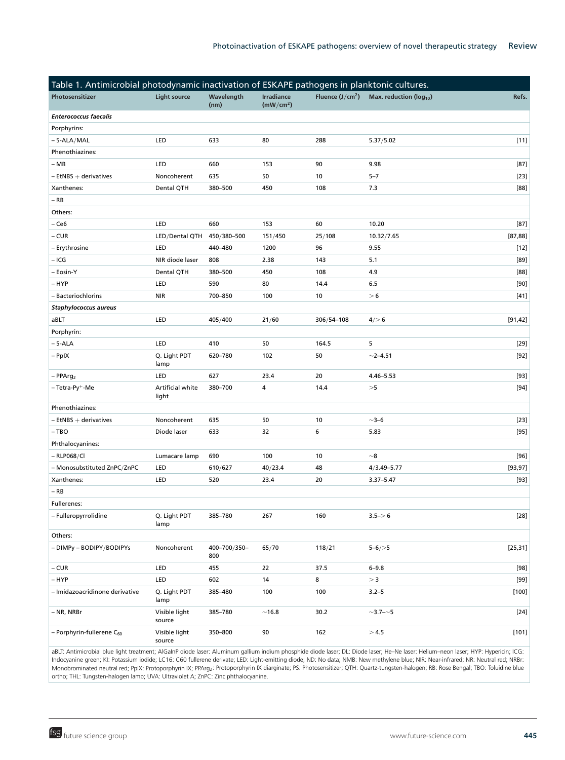**Table 1. Antimicrobial photodynamic inactivation of ESKAPE pathogens in planktonic cultures.**

| Photosensitizer | Light source | Wavelength (nm) | Irradiance ($mW/cm^2$) | Fluence ($J/cm^2$) | Max. reduction ($log_{10}$) | Refs. |
|---|---|---|---|---|---|---|
| ***Enterococcus faecalis*** | | | | | | |
| Porphyrins: | | | | | | |
| – 5-ALA/MAL | LED | 633 | 80 | 288 | 5.37/5.02 | [11] |
| Phenothiazines: | | | | | | |
| – MB | LED | 660 | 153 | 90 | 9.98 | [87] |
| – EtNBS + derivatives | Noncoherent | 635 | 50 | 10 | 5–7 | [23] |
| Xanthenes: | Dental QTH | 380–500 | 450 | 108 | 7.3 | [88] |
| – RB | | | | | | |
| Others: | | | | | | |
| – Ce6 | LED | 660 | 153 | 60 | 10.20 | [87] |
| – CUR | LED/Dental QTH | 450/380–500 | 151/450 | 25/108 | 10.32/7.65 | [87,88] |
| – Erythrosine | LED | 440–480 | 1200 | 96 | 9.55 | [12] |
| – ICG | NIR diode laser | 808 | 2.38 | 143 | 5.1 | [89] |
| – Eosin-Y | Dental QTH | 380–500 | 450 | 108 | 4.9 | [88] |
| – HYP | LED | 590 | 80 | 14.4 | 6.5 | [90] |
| – Bacteriochlorins | NIR | 700–850 | 100 | 10 | > 6 | [41] |
| ***Staphylococcus aureus*** | | | | | | |
| aBLT | LED | 405/400 | 21/60 | 306/54–108 | 4/> 6 | [91,42] |
| Porphyrin: | | | | | | |
| – 5-ALA | LED | 410 | 50 | 164.5 | 5 | [29] |
| – PpIX | Q. Light PDT lamp | 620–780 | 102 | 50 | ~2–4.51 | [92] |
| – $PPArg_2$ | LED | 627 | 23.4 | 20 | 4.46–5.53 | [93] |
| – Tetra-Py$^+$-Me | Artificial white light | 380–700 | 4 | 14.4 | >5 | [94] |
| Phenothiazines: | | | | | | |
| – EtNBS + derivatives | Noncoherent | 635 | 50 | 10 | ~3–6 | [23] |
| – TBO | Diode laser | 633 | 32 | 6 | 5.83 | [95] |
| Phthalocyanines: | | | | | | |
| – RLP068/Cl | Lumacare lamp | 690 | 100 | 10 | ~8 | [96] |
| – Monosubstituted ZnPC/ZnPC | LED | 610/627 | 40/23.4 | 48 | 4/3.49–5.77 | [93,97] |
| Xanthenes: | LED | 520 | 23.4 | 20 | 3.37–5.47 | [93] |
| – RB | | | | | | |
| Fullerenes: | | | | | | |
| – Fulleropyrrolidine | Q. Light PDT lamp | 385–780 | 267 | 160 | 3.5–> 6 | [28] |
| Others: | | | | | | |
| – DIMPy – BODIPY/BODIPYs | Noncoherent | 400–700/350–800 | 65/70 | 118/21 | 5–6/>5 | [25,31] |
| – CUR | LED | 455 | 22 | 37.5 | 6–9.8 | [98] |
| – HYP | LED | 602 | 14 | 8 | > 3 | [99] |
| – Imidazoacridinone derivative | Q. Light PDT lamp | 385–480 | 100 | 100 | 3.2–5 | [100] |
| – NR, NRBr | Visible light source | 385–780 | ~16.8 | 30.2 | ~3.7–~5 | [24] |
| – Porphyrin-fullerene $C_{60}$ | Visible light source | 350–800 | 90 | 162 | > 4.5 | [101] |

aBLT: Antimicrobial blue light treatment; AlGaInP diode laser: Aluminum gallium indium phosphide diode laser; DL: Diode laser; He–Ne laser: Helium–neon laser; HYP: Hypericin; ICG: Indocyanine green; KI: Potassium iodide; LC16: C60 fullerene derivate; LED: Light-emitting diode; ND: No data; NMB: New methylene blue; NIR: Near-infrared; NR: Neutral red; NRBr: Monobrominated neutral red; PpIX: Protoporphyrin IX; $PPArg_2$: Protoporphyrin IX diarginate; PS: Photosensitizer; QTH: Quartz-tungsten-halogen; RB: Rose Bengal; TBO: Toluidine blue ortho; THL: Tungsten-halogen lamp; UVA: Ultraviolet A; ZnPC: Zinc phthalocyanine.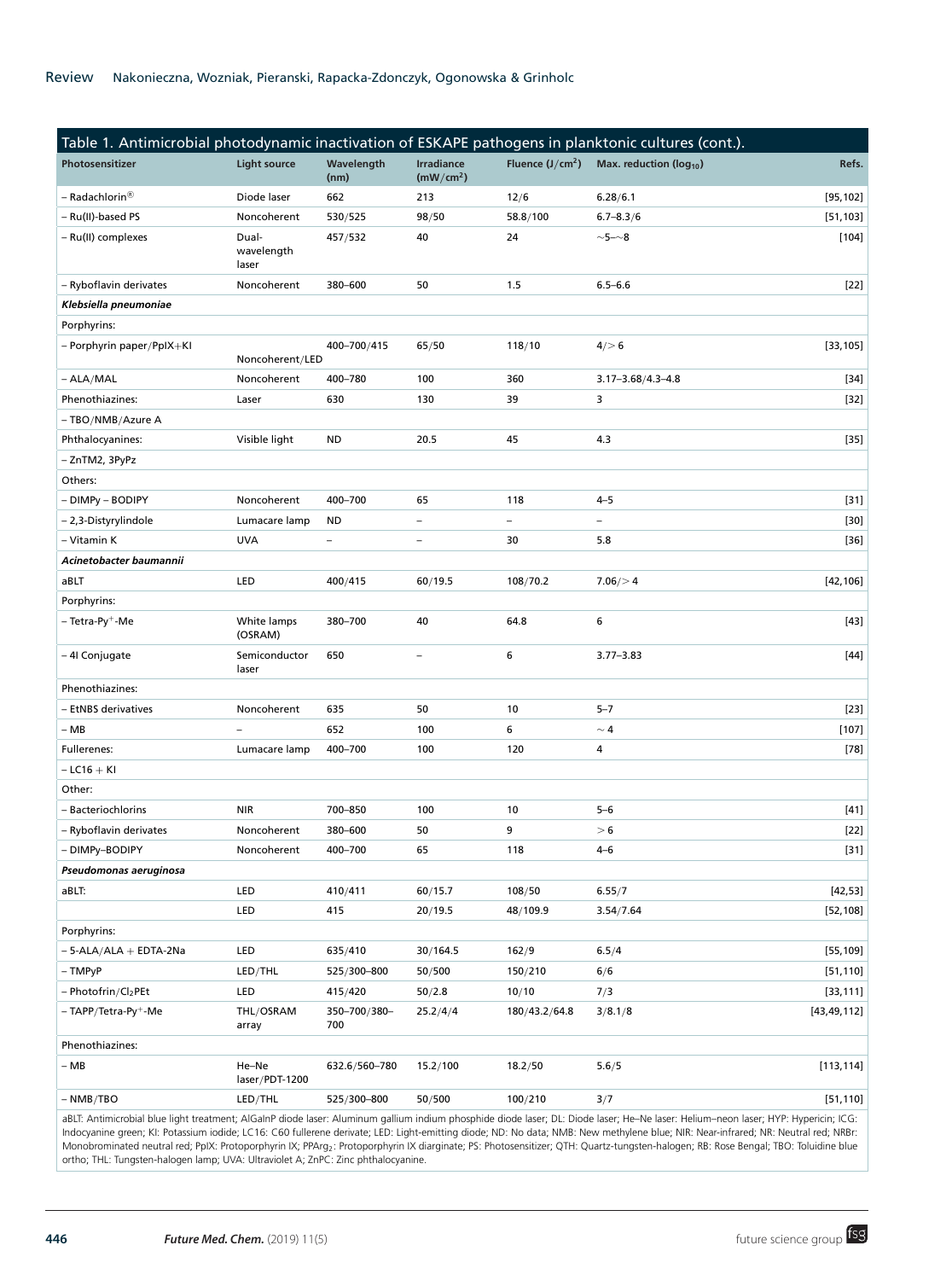Table 1. Antimicrobial photodynamic inactivation of ESKAPE pathogens in planktonic cultures (cont.).

| Photosensitizer | Light source | Wavelength (nm) | Irradiance ($mW/cm^2$) | Fluence ($J/cm^2$) | Max. reduction ($log_{10}$) | Refs. |
|---|---|---|---|---|---|---|
| – Radachlorin® | Diode laser | 662 | 213 | 12/6 | 6.28/6.1 | [95,102] |
| – Ru(II)-based PS | Noncoherent | 530/525 | 98/50 | 58.8/100 | 6.7–8.3/6 | [51,103] |
| – Ru(II) complexes | Dual-wavelength laser | 457/532 | 40 | 24 | ∼5–∼8 | [104] |
| – Ryboflavin derivates | Noncoherent | 380–600 | 50 | 1.5 | 6.5–6.6 | [22] |
| ***Klebsiella pneumoniae*** | | | | | | |
| Porphyrins: | | | | | | |
| – Porphyrin paper/PpIX+KI | Noncoherent/LED | 400–700/415 | 65/50 | 118/10 | 4/> 6 | [33,105] |
| – ALA/MAL | Noncoherent | 400–780 | 100 | 360 | 3.17–3.68/4.3–4.8 | [34] |
| Phenothiazines: | Laser | 630 | 130 | 39 | 3 | [32] |
| – TBO/NMB/Azure A | | | | | | |
| Phthalocyanines: | Visible light | ND | 20.5 | 45 | 4.3 | [35] |
| – ZnTM2, 3PyPz | | | | | | |
| Others: | | | | | | |
| – DIMPy – BODIPY | Noncoherent | 400–700 | 65 | 118 | 4–5 | [31] |
| – 2,3-Distyrylindole | Lumacare lamp | ND | – | – | – | [30] |
| – Vitamin K | UVA | – | – | 30 | 5.8 | [36] |
| ***Acinetobacter baumannii*** | | | | | | |
| aBLT | LED | 400/415 | 60/19.5 | 108/70.2 | 7.06/> 4 | [42,106] |
| Porphyrins: | | | | | | |
| – Tetra-Py$^+$-Me | White lamps (OSRAM) | 380–700 | 40 | 64.8 | 6 | [43] |
| – 4I Conjugate | Semiconductor laser | 650 | – | 6 | 3.77–3.83 | [44] |
| Phenothiazines: | | | | | | |
| – EtNBS derivatives | Noncoherent | 635 | 50 | 10 | 5–7 | [23] |
| – MB | – | 652 | 100 | 6 | ∼ 4 | [107] |
| Fullerenes: | Lumacare lamp | 400–700 | 100 | 120 | 4 | [78] |
| – LC16 + KI | | | | | | |
| Other: | | | | | | |
| – Bacteriochlorins | NIR | 700–850 | 100 | 10 | 5–6 | [41] |
| – Ryboflavin derivates | Noncoherent | 380–600 | 50 | 9 | > 6 | [22] |
| – DIMPy–BODIPY | Noncoherent | 400–700 | 65 | 118 | 4–6 | [31] |
| ***Pseudomonas aeruginosa*** | | | | | | |
| aBLT: | LED | 410/411 | 60/15.7 | 108/50 | 6.55/7 | [42,53] |
| | LED | 415 | 20/19.5 | 48/109.9 | 3.54/7.64 | [52,108] |
| Porphyrins: | | | | | | |
| – 5-ALA/ALA + EDTA-2Na | LED | 635/410 | 30/164.5 | 162/9 | 6.5/4 | [55,109] |
| – TMPyP | LED/THL | 525/300–800 | 50/500 | 150/210 | 6/6 | [51,110] |
| – Photofrin/Cl$_2$PEt | LED | 415/420 | 50/2.8 | 10/10 | 7/3 | [33,111] |
| – TAPP/Tetra-Py$^+$-Me | THL/OSRAM array | 350–700/380–700 | 25.2/4/4 | 180/43.2/64.8 | 3/8.1/8 | [43,49,112] |
| Phenothiazines: | | | | | | |
| – MB | He–Ne laser/PDT-1200 | 632.6/560–780 | 15.2/100 | 18.2/50 | 5.6/5 | [113,114] |
| – NMB/TBO | LED/THL | 525/300–800 | 50/500 | 100/210 | 3/7 | [51,110] |

aBLT: Antimicrobial blue light treatment; AlGaInP diode laser: Aluminum gallium indium phosphide diode laser; DL: Diode laser; He–Ne laser: Helium–neon laser; HYP: Hypericin; ICG: Indocyanine green; KI: Potassium iodide; LC16: C60 fullerene derivate; LED: Light-emitting diode; ND: No data; NMB: New methylene blue; NIR: Near-infrared; NR: Neutral red; NRBr: Monobrominated neutral red; PpIX: Protoporphyrin IX; PPArg$_2$: Protoporphyrin IX diarginate; PS: Photosensitizer; QTH: Quartz-tungsten-halogen; RB: Rose Bengal; TBO: Toluidine blue ortho; THL: Tungsten-halogen lamp; UVA: Ultraviolet A; ZnPC: Zinc phthalocyanine.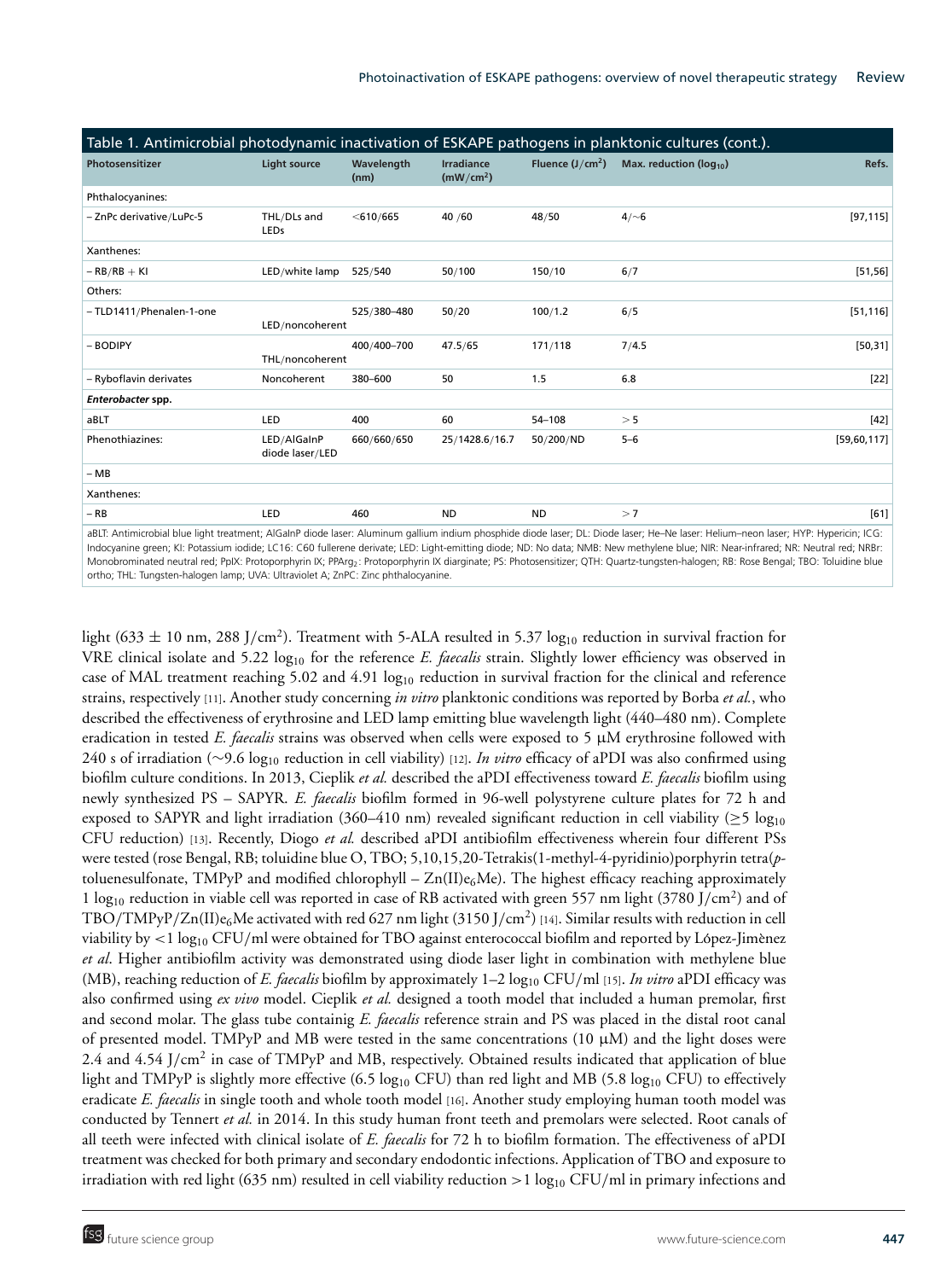Table 1. Antimicrobial photodynamic inactivation of ESKAPE pathogens in planktonic cultures (cont.).

| Photosensitizer | Light source | Wavelength (nm) | Irradiance ($mW/cm^2$) | Fluence ($J/cm^2$) | Max. reduction ($log_{10}$) | Refs. |
|---|---|---|---|---|---|---|
| Phthalocyanines: | | | | | | |
| – ZnPc derivative/LuPc-5 | THL/DLs and LEDs | <610/665 | 40 /60 | 48/50 | 4/~6 | [97,115] |
| Xanthenes: | | | | | | |
| – RB/RB + KI | LED/white lamp | 525/540 | 50/100 | 150/10 | 6/7 | [51,56] |
| Others: | | | | | | |
| – TLD1411/Phenalen-1-one | LED/noncoherent | 525/380–480 | 50/20 | 100/1.2 | 6/5 | [51,116] |
| – BODIPY | THL/noncoherent | 400/400–700 | 47.5/65 | 171/118 | 7/4.5 | [50,31] |
| – Ryboflavin derivates | Noncoherent | 380–600 | 50 | 1.5 | 6.8 | [22] |
| ***Enterobacter* spp.** | | | | | | |
| aBLT | LED | 400 | 60 | 54–108 | > 5 | [42] |
| Phenothiazines: | LED/AlGaInP diode laser/LED | 660/660/650 | 25/1428.6/16.7 | 50/200/ND | 5–6 | [59,60,117] |
| – MB | | | | | | |
| Xanthenes: | | | | | | |
| – RB | LED | 460 | ND | ND | > 7 | [61] |

aBLT: Antimicrobial blue light treatment; AlGaInP diode laser: Aluminum gallium indium phosphide diode laser; DL: Diode laser; He–Ne laser: Helium–neon laser; HYP: Hypericin; ICG: Indocyanine green; KI: Potassium iodide; LC16: C60 fullerene derivate; LED: Light-emitting diode; ND: No data; NMB: New methylene blue; NIR: Near-infrared; NR: Neutral red; NRBr: Monobrominated neutral red; PpIX: Protoporphyrin IX; $PPArg_2$: Protoporphyrin IX diarginate; PS: Photosensitizer; QTH: Quartz-tungsten-halogen; RB: Rose Bengal; TBO: Toluidine blue ortho; THL: Tungsten-halogen lamp; UVA: Ultraviolet A; ZnPC: Zinc phthalocyanine.

light ($633 \pm 10$ nm, 288 $J/cm^2$). Treatment with 5-ALA resulted in 5.37 $log_{10}$ reduction in survival fraction for VRE clinical isolate and 5.22 $log_{10}$ for the reference *E. faecalis* strain. Slightly lower efficiency was observed in case of MAL treatment reaching 5.02 and 4.91 $log_{10}$ reduction in survival fraction for the clinical and reference strains, respectively [11]. Another study concerning *in vitro* planktonic conditions was reported by Borba *et al.*, who described the effectiveness of erythrosine and LED lamp emitting blue wavelength light (440–480 nm). Complete eradication in tested *E. faecalis* strains was observed when cells were exposed to 5 μM erythrosine followed with 240 s of irradiation (~9.6 $log_{10}$ reduction in cell viability) [12]. *In vitro* efficacy of aPDI was also confirmed using biofilm culture conditions. In 2013, Cieplik *et al.* described the aPDI effectiveness toward *E. faecalis* biofilm using newly synthesized PS – SAPYR. *E. faecalis* biofilm formed in 96-well polystyrene culture plates for 72 h and exposed to SAPYR and light irradiation (360–410 nm) revealed significant reduction in cell viability ($\geq 5$ $log_{10}$ CFU reduction) [13]. Recently, Diogo *et al.* described aPDI antibiofilm effectiveness wherein four different PSs were tested (rose Bengal, RB; toluidine blue O, TBO; 5,10,15,20-Tetrakis(1-methyl-4-pyridinio)porphyrin tetra(*p*-toluenesulfonate, TMPyP and modified chlorophyll – Zn(II)$e_6$Me). The highest efficacy reaching approximately 1 $log_{10}$ reduction in viable cell was reported in case of RB activated with green 557 nm light (3780 $J/cm^2$) and of TBO/TMPyP/Zn(II)$e_6$Me activated with red 627 nm light (3150 $J/cm^2$) [14]. Similar results with reduction in cell viability by <1 $log_{10}$ CFU/ml were obtained for TBO against enterococcal biofilm and reported by López-Jimènez *et al*. Higher antibiofilm activity was demonstrated using diode laser light in combination with methylene blue (MB), reaching reduction of *E. faecalis* biofilm by approximately 1–2 $log_{10}$ CFU/ml [15]. *In vitro* aPDI efficacy was also confirmed using *ex vivo* model. Cieplik *et al.* designed a tooth model that included a human premolar, first and second molar. The glass tube containig *E. faecalis* reference strain and PS was placed in the distal root canal of presented model. TMPyP and MB were tested in the same concentrations (10 μM) and the light doses were 2.4 and 4.54 $J/cm^2$ in case of TMPyP and MB, respectively. Obtained results indicated that application of blue light and TMPyP is slightly more effective (6.5 $log_{10}$ CFU) than red light and MB (5.8 $log_{10}$ CFU) to effectively eradicate *E. faecalis* in single tooth and whole tooth model [16]. Another study employing human tooth model was conducted by Tennert *et al.* in 2014. In this study human front teeth and premolars were selected. Root canals of all teeth were infected with clinical isolate of *E. faecalis* for 72 h to biofilm formation. The effectiveness of aPDI treatment was checked for both primary and secondary endodontic infections. Application of TBO and exposure to irradiation with red light (635 nm) resulted in cell viability reduction >1 $log_{10}$ CFU/ml in primary infections and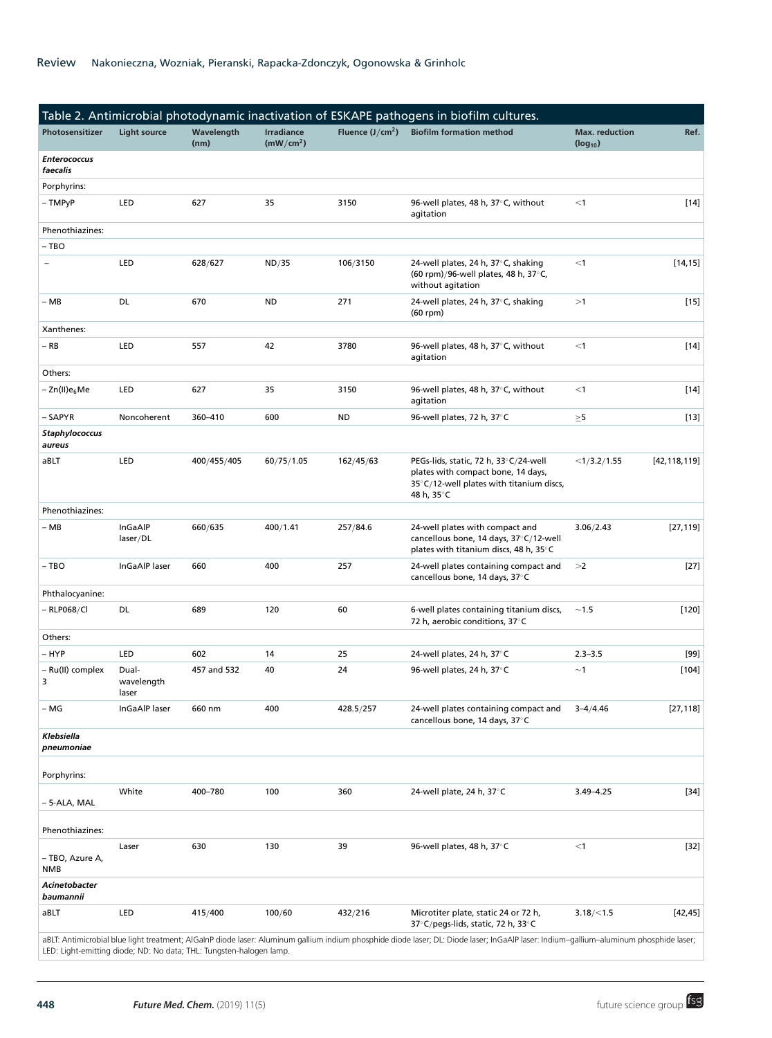Table 2. Antimicrobial photodynamic inactivation of ESKAPE pathogens in biofilm cultures.

| Photosensitizer | Light source | Wavelength (nm) | Irradiance ($mW/cm^2$) | Fluence ($J/cm^2$) | Biofilm formation method | Max. reduction ($log_{10}$) | Ref. |
|---|---|---|---|---|---|---|---|
| ***Enterococcus faecalis*** | | | | | | | |
| Porphyrins: | | | | | | | |
| – TMPyP | LED | 627 | 35 | 3150 | 96-well plates, 48 h, 37°C, without agitation | <1 | [14] |
| Phenothiazines: | | | | | | | |
| – TBO | | | | | | | |
| – | LED | 628/627 | ND/35 | 106/3150 | 24-well plates, 24 h, 37°C, shaking (60 rpm)/96-well plates, 48 h, 37°C, without agitation | <1 | [14,15] |
| – MB | DL | 670 | ND | 271 | 24-well plates, 24 h, 37°C, shaking (60 rpm) | >1 | [15] |
| Xanthenes: | | | | | | | |
| – RB | LED | 557 | 42 | 3780 | 96-well plates, 48 h, 37°C, without agitation | <1 | [14] |
| Others: | | | | | | | |
| – Zn(II)$e_6$Me | LED | 627 | 35 | 3150 | 96-well plates, 48 h, 37°C, without agitation | <1 | [14] |
| – SAPYR | Noncoherent | 360–410 | 600 | ND | 96-well plates, 72 h, 37°C | ≥5 | [13] |
| ***Staphylococcus aureus*** | | | | | | | |
| aBLT | LED | 400/455/405 | 60/75/1.05 | 162/45/63 | PEGs-lids, static, 72 h, 33°C/24-well plates with compact bone, 14 days, 35°C/12-well plates with titanium discs, 48 h, 35°C | <1/3.2/1.55 | [42,118,119] |
| Phenothiazines: | | | | | | | |
| – MB | InGaAlP laser/DL | 660/635 | 400/1.41 | 257/84.6 | 24-well plates with compact and cancellous bone, 14 days, 37°C/12-well plates with titanium discs, 48 h, 35°C | 3.06/2.43 | [27,119] |
| – TBO | InGaAlP laser | 660 | 400 | 257 | 24-well plates containing compact and cancellous bone, 14 days, 37°C | >2 | [27] |
| Phthalocyanine: | | | | | | | |
| – RLP068/Cl | DL | 689 | 120 | 60 | 6-well plates containing titanium discs, 72 h, aerobic conditions, 37°C | ~1.5 | [120] |
| Others: | | | | | | | |
| – HYP | LED | 602 | 14 | 25 | 24-well plates, 24 h, 37°C | 2.3–3.5 | [99] |
| – Ru(II) complex 3 | Dual-wavelength laser | 457 and 532 | 40 | 24 | 96-well plates, 24 h, 37°C | ~1 | [104] |
| – MG | InGaAlP laser | 660 nm | 400 | 428.5/257 | 24-well plates containing compact and cancellous bone, 14 days, 37°C | 3–4/4.46 | [27,118] |
| ***Klebsiella pneumoniae*** | | | | | | | |
| Porphyrins: | | | | | | | |
| – 5-ALA, MAL | White | 400–780 | 100 | 360 | 24-well plate, 24 h, 37°C | 3.49–4.25 | [34] |
| Phenothiazines: | | | | | | | |
| – TBO, Azure A, NMB | Laser | 630 | 130 | 39 | 96-well plates, 48 h, 37°C | <1 | [32] |
| ***Acinetobacter baumannii*** | | | | | | | |
| aBLT | LED | 415/400 | 100/60 | 432/216 | Microtiter plate, static 24 or 72 h, 37°C/pegs-lids, static, 72 h, 33°C | 3.18/<1.5 | [42,45] |

aBLT: Antimicrobial blue light treatment; AlGaInP diode laser: Aluminum gallium indium phosphide diode laser; DL: Diode laser; InGaAlP laser: Indium–gallium–aluminum phosphide laser; LED: Light-emitting diode; ND: No data; THL: Tungsten-halogen lamp.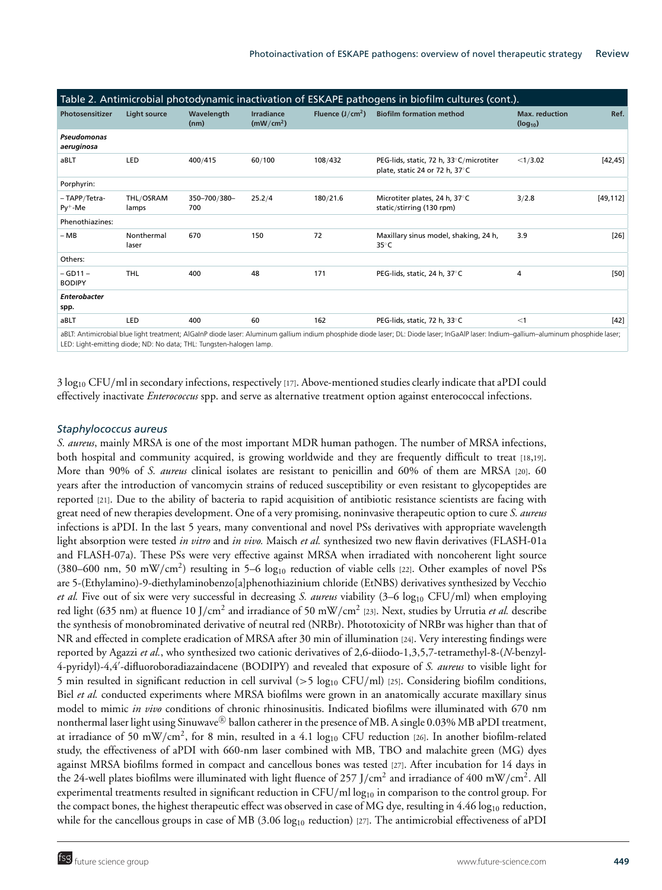Table 2. Antimicrobial photodynamic inactivation of ESKAPE pathogens in biofilm cultures (cont.).

| Photosensitizer | Light source | Wavelength (nm) | Irradiance ($mW/cm^2$) | Fluence ($J/cm^2$) | Biofilm formation method | Max. reduction ($log_{10}$) | Ref. |
|---|---|---|---|---|---|---|---|
| ***Pseudomonas aeruginosa*** | | | | | | | |
| aBLT | LED | 400/415 | 60/100 | 108/432 | PEG-lids, static, 72 h, 33°C/microtiter plate, static 24 or 72 h, 37°C | <1/3.02 | [42,45] |
| Porphyrin: | | | | | | | |
| – TAPP/Tetra-Py$^+$-Me | THL/OSRAM lamps | 350–700/380–700 | 25.2/4 | 180/21.6 | Microtiter plates, 24 h, 37°C static/stirring (130 rpm) | 3/2.8 | [49,112] |
| Phenothiazines: | | | | | | | |
| – MB | Nonthermal laser | 670 | 150 | 72 | Maxillary sinus model, shaking, 24 h, 35°C | 3.9 | [26] |
| Others: | | | | | | | |
| – GD11 – BODIPY | THL | 400 | 48 | 171 | PEG-lids, static, 24 h, 37°C | 4 | [50] |
| ***Enterobacter* spp.** | | | | | | | |
| aBLT | LED | 400 | 60 | 162 | PEG-lids, static, 72 h, 33°C | <1 | [42] |

aBLT: Antimicrobial blue light treatment; AlGaInP diode laser: Aluminum gallium indium phosphide diode laser; DL: Diode laser; InGaAlP laser: Indium–gallium–aluminum phosphide laser; LED: Light-emitting diode; ND: No data; THL: Tungsten-halogen lamp.

3 $log_{10}$ CFU/ml in secondary infections, respectively [17]. Above-mentioned studies clearly indicate that aPDI could effectively inactivate *Enterococcus* spp. and serve as alternative treatment option against enterococcal infections.

### *Staphylococcus aureus*

*S. aureus*, mainly MRSA is one of the most important MDR human pathogen. The number of MRSA infections, both hospital and community acquired, is growing worldwide and they are frequently difficult to treat [18,19]. More than 90% of *S. aureus* clinical isolates are resistant to penicillin and 60% of them are MRSA [20]. 60 years after the introduction of vancomycin strains of reduced susceptibility or even resistant to glycopeptides are reported [21]. Due to the ability of bacteria to rapid acquisition of antibiotic resistance scientists are facing with great need of new therapies development. One of a very promising, noninvasive therapeutic option to cure *S. aureus* infections is aPDI. In the last 5 years, many conventional and novel PSs derivatives with appropriate wavelength light absorption were tested *in vitro* and *in vivo.* Maisch *et al.* synthesized two new flavin derivatives (FLASH-01a and FLASH-07a). These PSs were very effective against MRSA when irradiated with noncoherent light source (380–600 nm, 50 $mW/cm^2$) resulting in 5–6 $log_{10}$ reduction of viable cells [22]. Other examples of novel PSs are 5-(Ethylamino)-9-diethylaminobenzo[a]phenothiazinium chloride (EtNBS) derivatives synthesized by Vecchio *et al.* Five out of six were very successful in decreasing *S. aureus* viability (3–6 $log_{10}$ CFU/ml) when employing red light (635 nm) at fluence 10 $J/cm^2$ and irradiance of 50 $mW/cm^2$ [23]. Next, studies by Urrutia *et al.* describe the synthesis of monobrominated derivative of neutral red (NRBr). Phototoxicity of NRBr was higher than that of NR and effected in complete eradication of MRSA after 30 min of illumination [24]. Very interesting findings were reported by Agazzi *et al.*, who synthesized two cationic derivatives of 2,6-diiodo-1,3,5,7-tetramethyl-8-(*N*-benzyl-4-pyridyl)-4,4′-difluoroboradiazaindacene (BODIPY) and revealed that exposure of *S. aureus* to visible light for 5 min resulted in significant reduction in cell survival (>5 $log_{10}$ CFU/ml) [25]. Considering biofilm conditions, Biel *et al.* conducted experiments where MRSA biofilms were grown in an anatomically accurate maxillary sinus model to mimic *in vivo* conditions of chronic rhinosinusitis. Indicated biofilms were illuminated with 670 nm nonthermal laser light using Sinuwave® ballon catherer in the presence of MB. A single 0.03% MB aPDI treatment, at irradiance of 50 $mW/cm^2$, for 8 min, resulted in a 4.1 $log_{10}$ CFU reduction [26]. In another biofilm-related study, the effectiveness of aPDI with 660-nm laser combined with MB, TBO and malachite green (MG) dyes against MRSA biofilms formed in compact and cancellous bones was tested [27]. After incubation for 14 days in the 24-well plates biofilms were illuminated with light fluence of 257 $J/cm^2$ and irradiance of 400 $mW/cm^2$. All experimental treatments resulted in significant reduction in CFU/ml $log_{10}$ in comparison to the control group. For the compact bones, the highest therapeutic effect was observed in case of MG dye, resulting in 4.46 $log_{10}$ reduction, while for the cancellous groups in case of MB (3.06 $log_{10}$ reduction) [27]. The antimicrobial effectiveness of aPDI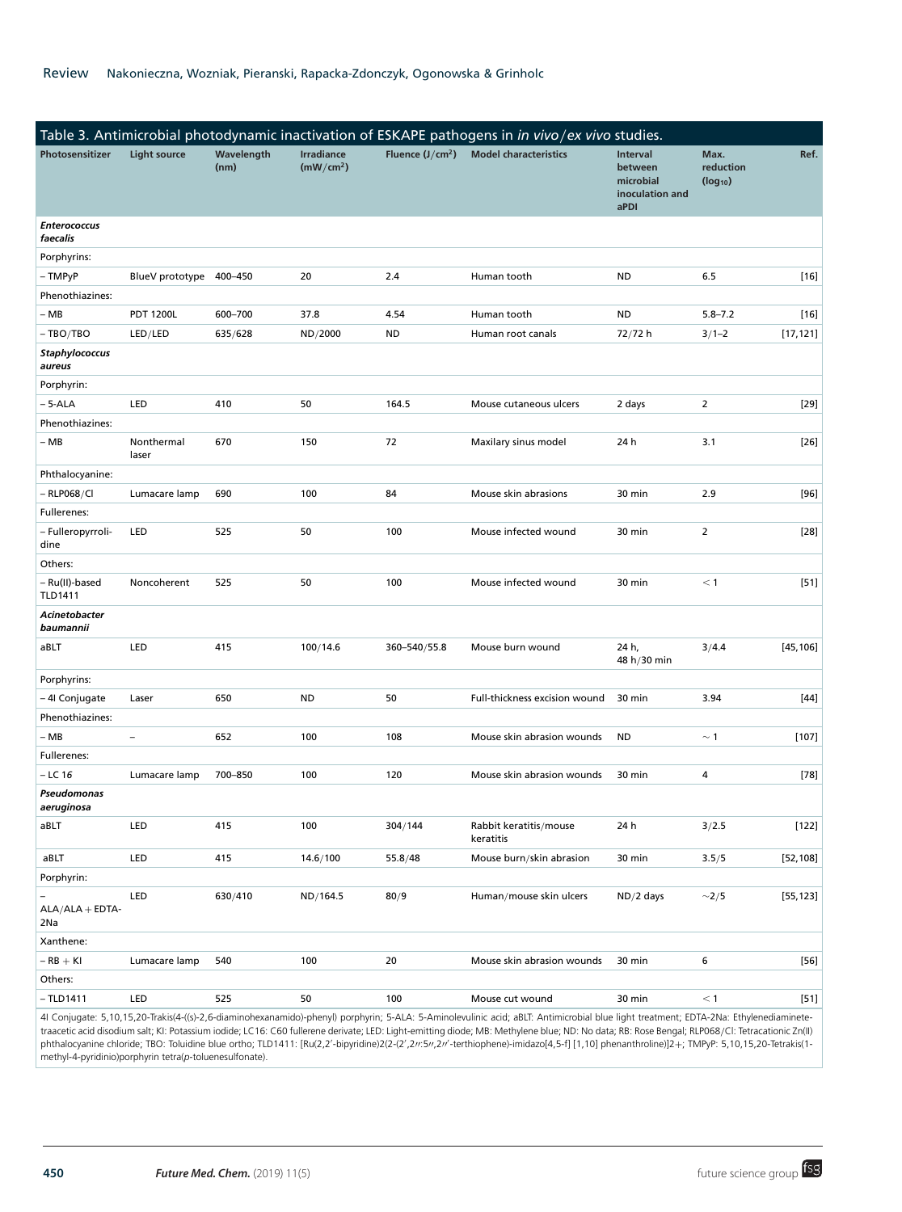Table 3. Antimicrobial photodynamic inactivation of ESKAPE pathogens in *in vivo/ex vivo* studies.

| Photosensitizer | Light source | Wavelength (nm) | Irradiance ($mW/cm^2$) | Fluence ($J/cm^2$) | Model characteristics | Interval between microbial inoculation and aPDI | Max. reduction ($log_{10}$) | Ref. |
|---|---|---|---|---|---|---|---|---|
| ***Enterococcus faecalis*** | | | | | | | | |
| Porphyrins: | | | | | | | | |
| – TMPyP | BlueV prototype | 400–450 | 20 | 2.4 | Human tooth | ND | 6.5 | [16] |
| Phenothiazines: | | | | | | | | |
| – MB | PDT 1200L | 600–700 | 37.8 | 4.54 | Human tooth | ND | 5.8–7.2 | [16] |
| – TBO/TBO | LED/LED | 635/628 | ND/2000 | ND | Human root canals | 72/72 h | 3/1–2 | [17,121] |
| ***Staphylococcus aureus*** | | | | | | | | |
| Porphyrin: | | | | | | | | |
| – 5-ALA | LED | 410 | 50 | 164.5 | Mouse cutaneous ulcers | 2 days | 2 | [29] |
| Phenothiazines: | | | | | | | | |
| – MB | Nonthermal laser | 670 | 150 | 72 | Maxilary sinus model | 24 h | 3.1 | [26] |
| Phthalocyanine: | | | | | | | | |
| – RLP068/Cl | Lumacare lamp | 690 | 100 | 84 | Mouse skin abrasions | 30 min | 2.9 | [96] |
| Fullerenes: | | | | | | | | |
| – Fulleropyrrolidine | LED | 525 | 50 | 100 | Mouse infected wound | 30 min | 2 | [28] |
| Others: | | | | | | | | |
| – Ru(II)-based TLD1411 | Noncoherent | 525 | 50 | 100 | Mouse infected wound | 30 min | < 1 | [51] |
| ***Acinetobacter baumannii*** | | | | | | | | |
| aBLT | LED | 415 | 100/14.6 | 360–540/55.8 | Mouse burn wound | 24 h, 48 h/30 min | 3/4.4 | [45,106] |
| Porphyrins: | | | | | | | | |
| – 4I Conjugate | Laser | 650 | ND | 50 | Full-thickness excision wound | 30 min | 3.94 | [44] |
| Phenothiazines: | | | | | | | | |
| – MB | – | 652 | 100 | 108 | Mouse skin abrasion wounds | ND | ∼ 1 | [107] |
| Fullerenes: | | | | | | | | |
| – LC 16 | Lumacare lamp | 700–850 | 100 | 120 | Mouse skin abrasion wounds | 30 min | 4 | [78] |
| ***Pseudomonas aeruginosa*** | | | | | | | | |
| aBLT | LED | 415 | 100 | 304/144 | Rabbit keratitis/mouse keratitis | 24 h | 3/2.5 | [122] |
| aBLT | LED | 415 | 14.6/100 | 55.8/48 | Mouse burn/skin abrasion | 30 min | 3.5/5 | [52,108] |
| Porphyrin: | | | | | | | | |
| – ALA/ALA + EDTA-2Na | LED | 630/410 | ND/164.5 | 80/9 | Human/mouse skin ulcers | ND/2 days | ∼2/5 | [55,123] |
| Xanthene: | | | | | | | | |
| – RB + KI | Lumacare lamp | 540 | 100 | 20 | Mouse skin abrasion wounds | 30 min | 6 | [56] |
| Others: | | | | | | | | |
| – TLD1411 | LED | 525 | 50 | 100 | Mouse cut wound | 30 min | < 1 | [51] |

4I Conjugate: 5,10,15,20-Trakis(4-((s)-2,6-diaminohexanamido)-phenyl) porphyrin; 5-ALA: 5-Aminolevulinic acid; aBLT: Antimicrobial blue light treatment; EDTA-2Na: Ethylenediaminetetraacetic acid disodium salt; KI: Potassium iodide; LC16: C60 fullerene derivate; LED: Light-emitting diode; MB: Methylene blue; ND: No data; RB: Rose Bengal; RLP068/Cl: Tetracationic Zn(II) phthalocyanine chloride; TBO: Toluidine blue ortho; TLD1411: [Ru(2,2′-bipyridine)2(2-(2′,2′′:5′′,2′′′-terthiophene)-imidazo[4,5-f] [1,10] phenanthroline)]2+; TMPyP: 5,10,15,20-Tetrakis(1-methyl-4-pyridinio)porphyrin tetra(*p*-toluenesulfonate).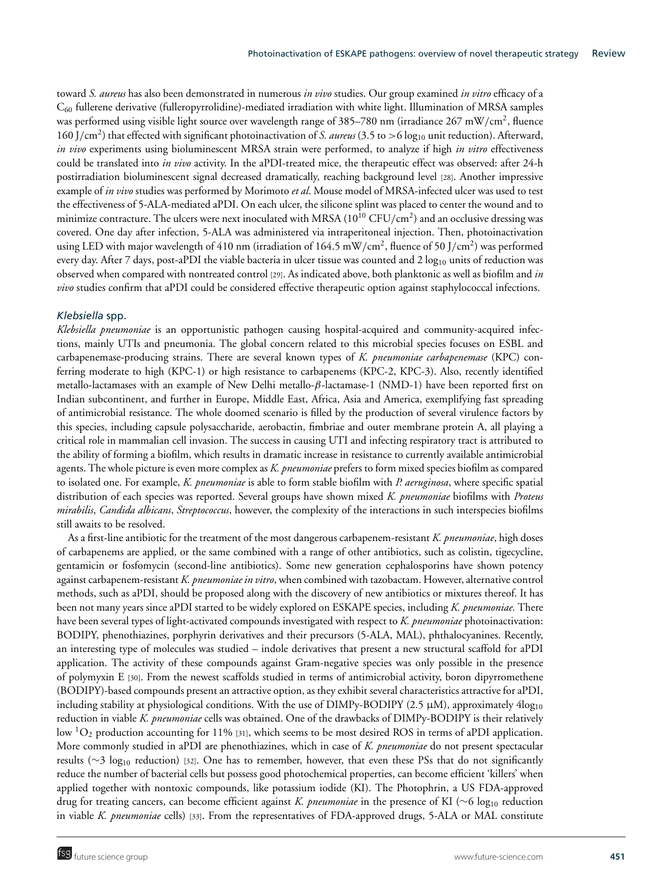toward *S. aureus* has also been demonstrated in numerous *in vivo* studies. Our group examined *in vitro* efficacy of a $C_{60}$ fullerene derivative (fulleropyrrolidine)-mediated irradiation with white light. Illumination of MRSA samples was performed using visible light source over wavelength range of 385–780 nm (irradiance 267 $mW/cm^2$, fluence 160 $J/cm^2$) that effected with significant photoinactivation of *S. aureus* (3.5 to >6 $\log_{10}$ unit reduction). Afterward, *in vivo* experiments using bioluminescent MRSA strain were performed, to analyze if high *in vitro* effectiveness could be translated into *in vivo* activity. In the aPDI-treated mice, the therapeutic effect was observed: after 24-h postirradiation bioluminescent signal decreased dramatically, reaching background level [28]. Another impressive example of *in vivo* studies was performed by Morimoto *et al*. Mouse model of MRSA-infected ulcer was used to test the effectiveness of 5-ALA-mediated aPDI. On each ulcer, the silicone splint was placed to center the wound and to minimize contracture. The ulcers were next inoculated with MRSA ($10^{10}$ $CFU/cm^2$) and an occlusive dressing was covered. One day after infection, 5-ALA was administered via intraperitoneal injection. Then, photoinactivation using LED with major wavelength of 410 nm (irradiation of 164.5 $mW/cm^2$, fluence of 50 $J/cm^2$) was performed every day. After 7 days, post-aPDI the viable bacteria in ulcer tissue was counted and 2 $\log_{10}$ units of reduction was observed when compared with nontreated control [29]. As indicated above, both planktonic as well as biofilm and *in vivo* studies confirm that aPDI could be considered effective therapeutic option against staphylococcal infections.

### *Klebsiella* spp.

*Klebsiella pneumoniae* is an opportunistic pathogen causing hospital-acquired and community-acquired infections, mainly UTIs and pneumonia. The global concern related to this microbial species focuses on ESBL and carbapenemase-producing strains. There are several known types of *K. pneumoniae carbapenemase* (KPC) conferring moderate to high (KPC-1) or high resistance to carbapenems (KPC-2, KPC-3). Also, recently identified metallo-lactamases with an example of New Delhi metallo-$\beta$-lactamase-1 (NMD-1) have been reported first on Indian subcontinent, and further in Europe, Middle East, Africa, Asia and America, exemplifying fast spreading of antimicrobial resistance. The whole doomed scenario is filled by the production of several virulence factors by this species, including capsule polysaccharide, aerobactin, fimbriae and outer membrane protein A, all playing a critical role in mammalian cell invasion. The success in causing UTI and infecting respiratory tract is attributed to the ability of forming a biofilm, which results in dramatic increase in resistance to currently available antimicrobial agents. The whole picture is even more complex as *K. pneumoniae* prefers to form mixed species biofilm as compared to isolated one. For example, *K. pneumoniae* is able to form stable biofilm with *P. aeruginosa*, where specific spatial distribution of each species was reported. Several groups have shown mixed *K. pneumoniae* biofilms with *Proteus mirabilis*, *Candida albicans*, *Streptococcus*, however, the complexity of the interactions in such interspecies biofilms still awaits to be resolved.

As a first-line antibiotic for the treatment of the most dangerous carbapenem-resistant *K. pneumoniae*, high doses of carbapenems are applied, or the same combined with a range of other antibiotics, such as colistin, tigecycline, gentamicin or fosfomycin (second-line antibiotics). Some new generation cephalosporins have shown potency against carbapenem-resistant *K. pneumoniae in vitro*, when combined with tazobactam. However, alternative control methods, such as aPDI, should be proposed along with the discovery of new antibiotics or mixtures thereof. It has been not many years since aPDI started to be widely explored on ESKAPE species, including *K. pneumoniae.* There have been several types of light-activated compounds investigated with respect to *K. pneumoniae* photoinactivation: BODIPY, phenothiazines, porphyrin derivatives and their precursors (5-ALA, MAL), phthalocyanines. Recently, an interesting type of molecules was studied – indole derivatives that present a new structural scaffold for aPDI application. The activity of these compounds against Gram-negative species was only possible in the presence of polymyxin E [30]. From the newest scaffolds studied in terms of antimicrobial activity, boron dipyrromethene (BODIPY)-based compounds present an attractive option, as they exhibit several characteristics attractive for aPDI, including stability at physiological conditions. With the use of DIMPy-BODIPY (2.5 μM), approximately 4$\log_{10}$ reduction in viable *K. pneumoniae* cells was obtained. One of the drawbacks of DIMPy-BODIPY is their relatively low $^1O_2$ production accounting for 11% [31], which seems to be most desired ROS in terms of aPDI application. More commonly studied in aPDI are phenothiazines, which in case of *K. pneumoniae* do not present spectacular results (~3 $\log_{10}$ reduction) [32]. One has to remember, however, that even these PSs that do not significantly reduce the number of bacterial cells but possess good photochemical properties, can become efficient 'killers' when applied together with nontoxic compounds, like potassium iodide (KI). The Photophrin, a US FDA-approved drug for treating cancers, can become efficient against *K. pneumoniae* in the presence of KI (~6 $\log_{10}$ reduction in viable *K. pneumoniae* cells) [33]. From the representatives of FDA-approved drugs, 5-ALA or MAL constitute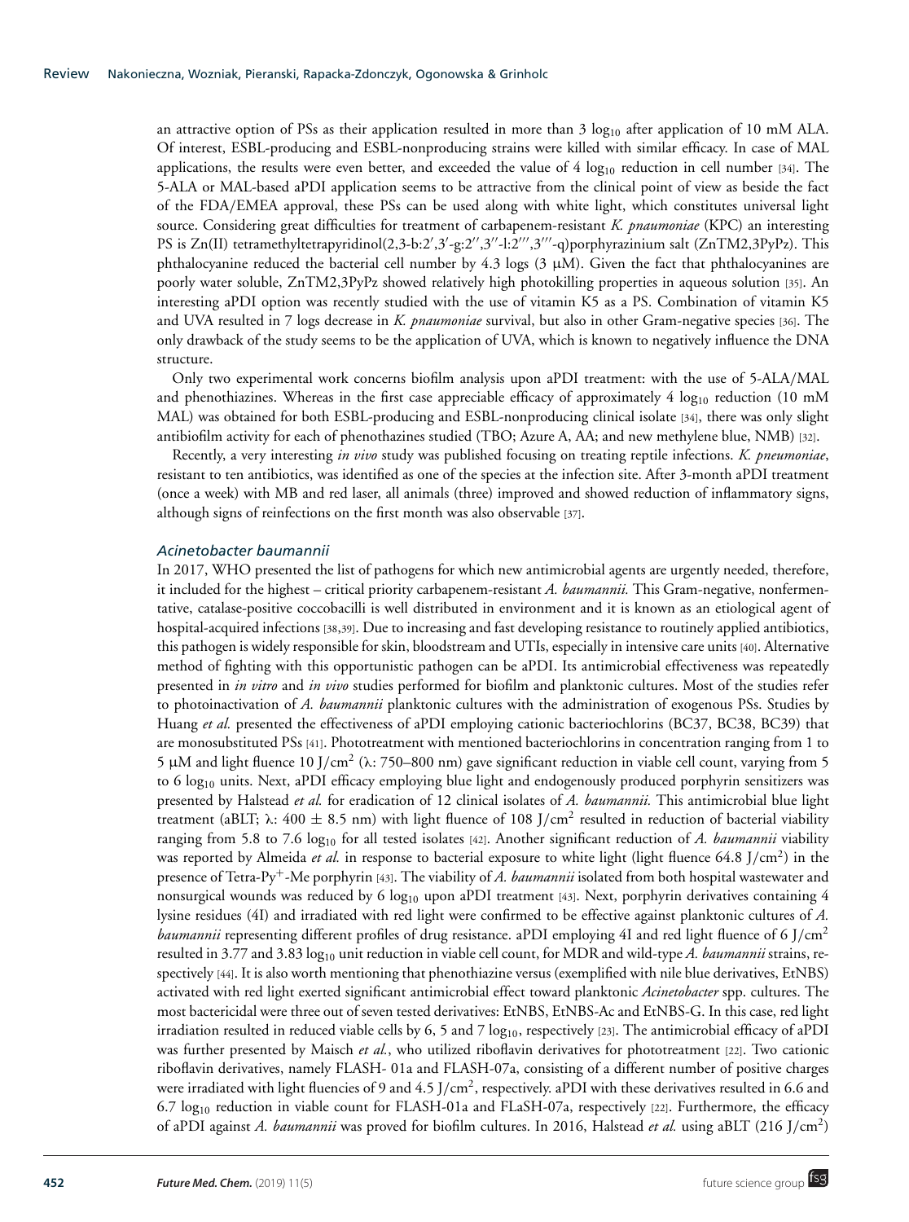an attractive option of PSs as their application resulted in more than 3 $\log_{10}$ after application of 10 mM ALA. Of interest, ESBL-producing and ESBL-nonproducing strains were killed with similar efficacy. In case of MAL applications, the results were even better, and exceeded the value of 4 $\log_{10}$ reduction in cell number [34]. The 5-ALA or MAL-based aPDI application seems to be attractive from the clinical point of view as beside the fact of the FDA/EMEA approval, these PSs can be used along with white light, which constitutes universal light source. Considering great difficulties for treatment of carbapenem-resistant *K. pnaumoniae* (KPC) an interesting PS is Zn(II) tetramethyltetrapyridinol(2,3-b:2′,3′-g:2′′,3′′-l:2′′′,3′′′-q)porphyrazinium salt (ZnTM2,3PyPz). This phthalocyanine reduced the bacterial cell number by 4.3 logs (3 μM). Given the fact that phthalocyanines are poorly water soluble, ZnTM2,3PyPz showed relatively high photokilling properties in aqueous solution [35]. An interesting aPDI option was recently studied with the use of vitamin K5 as a PS. Combination of vitamin K5 and UVA resulted in 7 logs decrease in *K. pnaumoniae* survival, but also in other Gram-negative species [36]. The only drawback of the study seems to be the application of UVA, which is known to negatively influence the DNA structure.

Only two experimental work concerns biofilm analysis upon aPDI treatment: with the use of 5-ALA/MAL and phenothiazines. Whereas in the first case appreciable efficacy of approximately 4 $\log_{10}$ reduction (10 mM MAL) was obtained for both ESBL-producing and ESBL-nonproducing clinical isolate [34], there was only slight antibiofilm activity for each of phenothazines studied (TBO; Azure A, AA; and new methylene blue, NMB) [32].

Recently, a very interesting *in vivo* study was published focusing on treating reptile infections. *K. pneumoniae*, resistant to ten antibiotics, was identified as one of the species at the infection site. After 3-month aPDI treatment (once a week) with MB and red laser, all animals (three) improved and showed reduction of inflammatory signs, although signs of reinfections on the first month was also observable [37].

### *Acinetobacter baumannii*

In 2017, WHO presented the list of pathogens for which new antimicrobial agents are urgently needed, therefore, it included for the highest – critical priority carbapenem-resistant *A. baumannii.* This Gram-negative, nonfermentative, catalase-positive coccobacilli is well distributed in environment and it is known as an etiological agent of hospital-acquired infections [38,39]. Due to increasing and fast developing resistance to routinely applied antibiotics, this pathogen is widely responsible for skin, bloodstream and UTIs, especially in intensive care units [40]. Alternative method of fighting with this opportunistic pathogen can be aPDI. Its antimicrobial effectiveness was repeatedly presented in *in vitro* and *in vivo* studies performed for biofilm and planktonic cultures. Most of the studies refer to photoinactivation of *A. baumannii* planktonic cultures with the administration of exogenous PSs. Studies by Huang *et al.* presented the effectiveness of aPDI employing cationic bacteriochlorins (BC37, BC38, BC39) that are monosubstituted PSs [41]. Phototreatment with mentioned bacteriochlorins in concentration ranging from 1 to 5 μM and light fluence 10 J/cm$^2$ (λ: 750–800 nm) gave significant reduction in viable cell count, varying from 5 to 6 $\log_{10}$ units. Next, aPDI efficacy employing blue light and endogenously produced porphyrin sensitizers was presented by Halstead *et al.* for eradication of 12 clinical isolates of *A. baumannii.* This antimicrobial blue light treatment (aBLT; λ: 400 ± 8.5 nm) with light fluence of 108 J/cm$^2$ resulted in reduction of bacterial viability ranging from 5.8 to 7.6 $\log_{10}$ for all tested isolates [42]. Another significant reduction of *A. baumannii* viability was reported by Almeida *et al.* in response to bacterial exposure to white light (light fluence 64.8 J/cm$^2$) in the presence of Tetra-Py$^+$-Me porphyrin [43]. The viability of *A. baumannii* isolated from both hospital wastewater and nonsurgical wounds was reduced by 6 $\log_{10}$ upon aPDI treatment [43]. Next, porphyrin derivatives containing 4 lysine residues (4I) and irradiated with red light were confirmed to be effective against planktonic cultures of *A. baumannii* representing different profiles of drug resistance. aPDI employing 4I and red light fluence of 6 J/cm$^2$ resulted in 3.77 and 3.83 $\log_{10}$ unit reduction in viable cell count, for MDR and wild-type *A. baumannii* strains, respectively [44]. It is also worth mentioning that phenothiazine versus (exemplified with nile blue derivatives, EtNBS) activated with red light exerted significant antimicrobial effect toward planktonic *Acinetobacter* spp. cultures. The most bactericidal were three out of seven tested derivatives: EtNBS, EtNBS-Ac and EtNBS-G. In this case, red light irradiation resulted in reduced viable cells by 6, 5 and 7 $\log_{10}$, respectively [23]. The antimicrobial efficacy of aPDI was further presented by Maisch *et al.*, who utilized riboflavin derivatives for phototreatment [22]. Two cationic riboflavin derivatives, namely FLASH- 01a and FLASH-07a, consisting of a different number of positive charges were irradiated with light fluencies of 9 and 4.5 J/cm$^2$, respectively. aPDI with these derivatives resulted in 6.6 and 6.7 $\log_{10}$ reduction in viable count for FLASH-01a and FLaSH-07a, respectively [22]. Furthermore, the efficacy of aPDI against *A. baumannii* was proved for biofilm cultures. In 2016, Halstead *et al.* using aBLT (216 J/cm$^2$)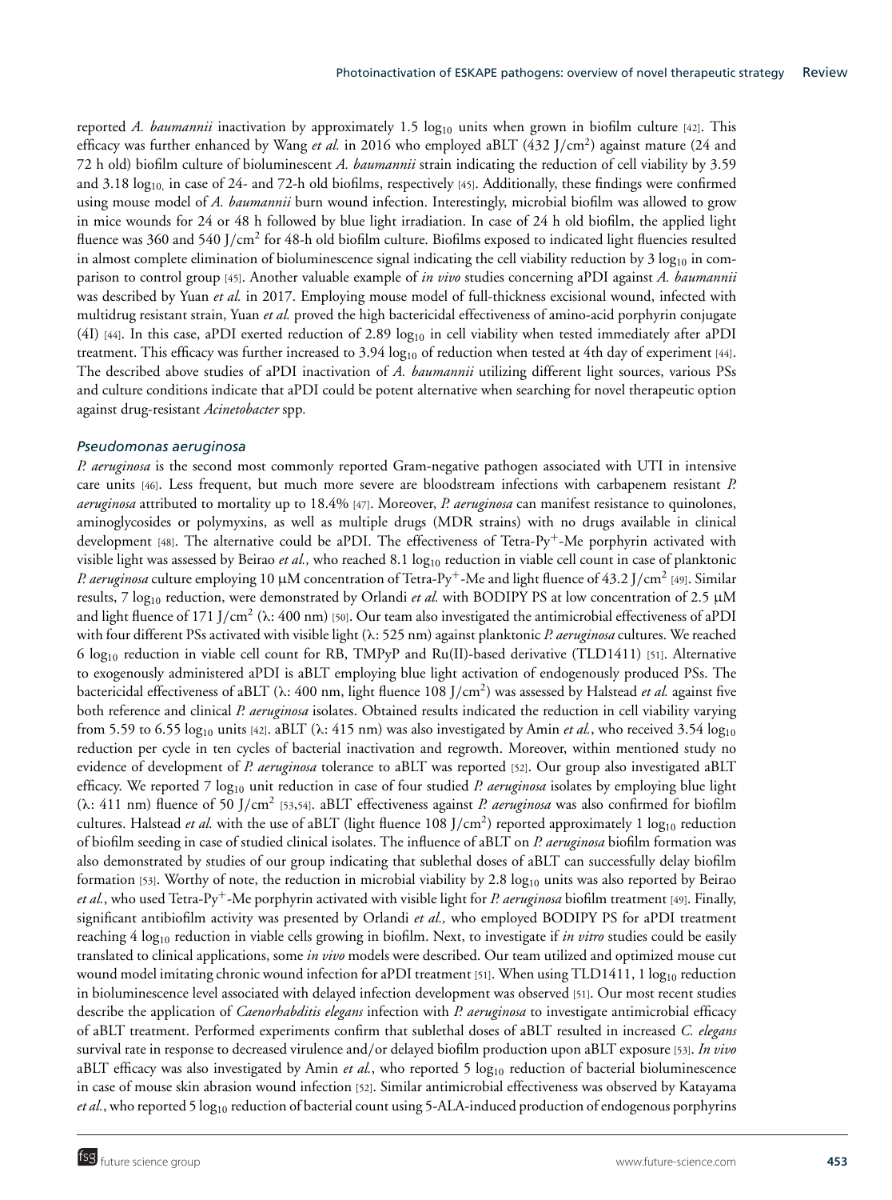reported *A. baumannii* inactivation by approximately 1.5 $\log_{10}$ units when grown in biofilm culture [42]. This efficacy was further enhanced by Wang *et al.* in 2016 who employed aBLT (432 J/cm$^2$) against mature (24 and 72 h old) biofilm culture of bioluminescent *A. baumannii* strain indicating the reduction of cell viability by 3.59 and 3.18 $\log_{10}$, in case of 24- and 72-h old biofilms, respectively [45]. Additionally, these findings were confirmed using mouse model of *A. baumannii* burn wound infection. Interestingly, microbial biofilm was allowed to grow in mice wounds for 24 or 48 h followed by blue light irradiation. In case of 24 h old biofilm, the applied light fluence was 360 and 540 J/cm$^2$ for 48-h old biofilm culture. Biofilms exposed to indicated light fluencies resulted in almost complete elimination of bioluminescence signal indicating the cell viability reduction by 3 $\log_{10}$ in comparison to control group [45]. Another valuable example of *in vivo* studies concerning aPDI against *A. baumannii* was described by Yuan *et al.* in 2017. Employing mouse model of full-thickness excisional wound, infected with multidrug resistant strain, Yuan *et al.* proved the high bactericidal effectiveness of amino-acid porphyrin conjugate (4I) [44]. In this case, aPDI exerted reduction of 2.89 $\log_{10}$ in cell viability when tested immediately after aPDI treatment. This efficacy was further increased to 3.94 $\log_{10}$ of reduction when tested at 4th day of experiment [44]. The described above studies of aPDI inactivation of *A. baumannii* utilizing different light sources, various PSs and culture conditions indicate that aPDI could be potent alternative when searching for novel therapeutic option against drug-resistant *Acinetobacter* spp.

### *Pseudomonas aeruginosa*

*P. aeruginosa* is the second most commonly reported Gram-negative pathogen associated with UTI in intensive care units [46]. Less frequent, but much more severe are bloodstream infections with carbapenem resistant *P. aeruginosa* attributed to mortality up to 18.4% [47]. Moreover, *P. aeruginosa* can manifest resistance to quinolones, aminoglycosides or polymyxins, as well as multiple drugs (MDR strains) with no drugs available in clinical development [48]. The alternative could be aPDI. The effectiveness of Tetra-Py$^+$-Me porphyrin activated with visible light was assessed by Beirao *et al.,* who reached 8.1 $\log_{10}$ reduction in viable cell count in case of planktonic *P. aeruginosa* culture employing 10 μM concentration of Tetra-Py$^+$-Me and light fluence of 43.2 J/cm$^2$ [49]. Similar results, 7 $\log_{10}$ reduction, were demonstrated by Orlandi *et al.* with BODIPY PS at low concentration of 2.5 μM and light fluence of 171 J/cm$^2$ (λ: 400 nm) [50]. Our team also investigated the antimicrobial effectiveness of aPDI with four different PSs activated with visible light (λ: 525 nm) against planktonic *P. aeruginosa* cultures. We reached 6 $\log_{10}$ reduction in viable cell count for RB, TMPyP and Ru(II)-based derivative (TLD1411) [51]. Alternative to exogenously administered aPDI is aBLT employing blue light activation of endogenously produced PSs. The bactericidal effectiveness of aBLT (λ: 400 nm, light fluence 108 J/cm$^2$) was assessed by Halstead *et al.* against five both reference and clinical *P. aeruginosa* isolates. Obtained results indicated the reduction in cell viability varying from 5.59 to 6.55 $\log_{10}$ units [42]. aBLT (λ: 415 nm) was also investigated by Amin *et al.*, who received 3.54 $\log_{10}$ reduction per cycle in ten cycles of bacterial inactivation and regrowth. Moreover, within mentioned study no evidence of development of *P. aeruginosa* tolerance to aBLT was reported [52]. Our group also investigated aBLT efficacy. We reported 7 $\log_{10}$ unit reduction in case of four studied *P. aeruginosa* isolates by employing blue light (λ: 411 nm) fluence of 50 J/cm$^2$ [53,54]. aBLT effectiveness against *P. aeruginosa* was also confirmed for biofilm cultures. Halstead *et al.* with the use of aBLT (light fluence 108 J/cm$^2$) reported approximately 1 $\log_{10}$ reduction of biofilm seeding in case of studied clinical isolates. The influence of aBLT on *P. aeruginosa* biofilm formation was also demonstrated by studies of our group indicating that sublethal doses of aBLT can successfully delay biofilm formation [53]. Worthy of note, the reduction in microbial viability by 2.8 $\log_{10}$ units was also reported by Beirao *et al.*, who used Tetra-Py$^+$-Me porphyrin activated with visible light for *P. aeruginosa* biofilm treatment [49]. Finally, significant antibiofilm activity was presented by Orlandi *et al.,* who employed BODIPY PS for aPDI treatment reaching 4 $\log_{10}$ reduction in viable cells growing in biofilm. Next, to investigate if *in vitro* studies could be easily translated to clinical applications, some *in vivo* models were described. Our team utilized and optimized mouse cut wound model imitating chronic wound infection for aPDI treatment [51]. When using TLD1411, 1 $\log_{10}$ reduction in bioluminescence level associated with delayed infection development was observed [51]. Our most recent studies describe the application of *Caenorhabditis elegans* infection with *P. aeruginosa* to investigate antimicrobial efficacy of aBLT treatment. Performed experiments confirm that sublethal doses of aBLT resulted in increased *C. elegans* survival rate in response to decreased virulence and/or delayed biofilm production upon aBLT exposure [53]. *In vivo* aBLT efficacy was also investigated by Amin *et al.*, who reported 5 $\log_{10}$ reduction of bacterial bioluminescence in case of mouse skin abrasion wound infection [52]. Similar antimicrobial effectiveness was observed by Katayama *et al.*, who reported 5 $\log_{10}$ reduction of bacterial count using 5-ALA-induced production of endogenous porphyrins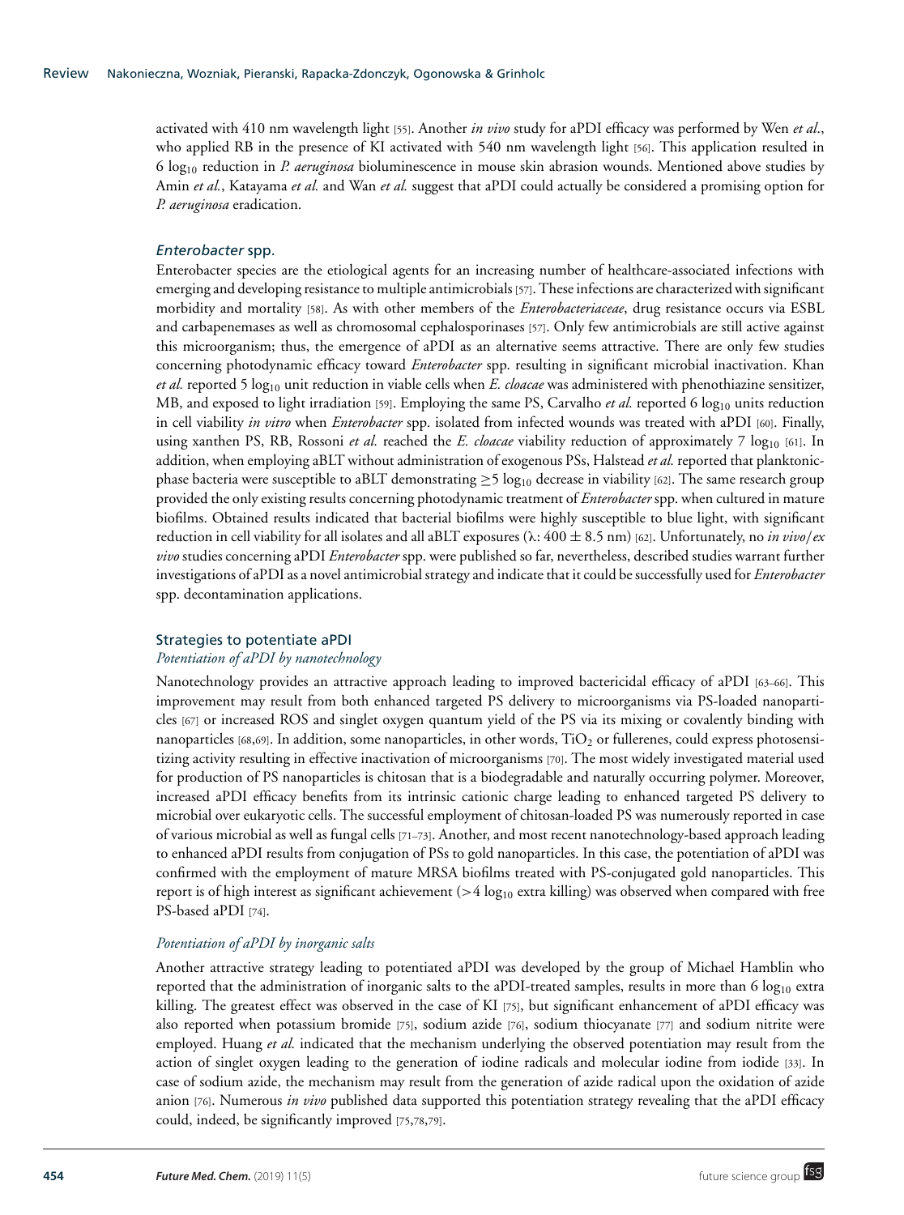activated with 410 nm wavelength light [55]. Another *in vivo* study for aPDI efficacy was performed by Wen *et al.*, who applied RB in the presence of KI activated with 540 nm wavelength light [56]. This application resulted in 6 $\log_{10}$ reduction in *P. aeruginosa* bioluminescence in mouse skin abrasion wounds. Mentioned above studies by Amin *et al.*, Katayama *et al.* and Wan *et al.* suggest that aPDI could actually be considered a promising option for *P. aeruginosa* eradication.

### *Enterobacter* spp.

Enterobacter species are the etiological agents for an increasing number of healthcare-associated infections with emerging and developing resistance to multiple antimicrobials [57]. These infections are characterized with significant morbidity and mortality [58]. As with other members of the *Enterobacteriaceae*, drug resistance occurs via ESBL and carbapenemases as well as chromosomal cephalosporinases [57]. Only few antimicrobials are still active against this microorganism; thus, the emergence of aPDI as an alternative seems attractive. There are only few studies concerning photodynamic efficacy toward *Enterobacter* spp. resulting in significant microbial inactivation. Khan *et al.* reported 5 $\log_{10}$ unit reduction in viable cells when *E. cloacae* was administered with phenothiazine sensitizer, MB, and exposed to light irradiation [59]. Employing the same PS, Carvalho *et al.* reported 6 $\log_{10}$ units reduction in cell viability *in vitro* when *Enterobacter* spp. isolated from infected wounds was treated with aPDI [60]. Finally, using xanthen PS, RB, Rossoni *et al.* reached the *E. cloacae* viability reduction of approximately 7 $\log_{10}$ [61]. In addition, when employing aBLT without administration of exogenous PSs, Halstead *et al.* reported that planktonic-phase bacteria were susceptible to aBLT demonstrating $\geq 5$ $\log_{10}$ decrease in viability [62]. The same research group provided the only existing results concerning photodynamic treatment of *Enterobacter* spp. when cultured in mature biofilms. Obtained results indicated that bacterial biofilms were highly susceptible to blue light, with significant reduction in cell viability for all isolates and all aBLT exposures ($\lambda$: $400 \pm 8.5$ nm) [62]. Unfortunately, no *in vivo*/*ex vivo* studies concerning aPDI *Enterobacter* spp. were published so far, nevertheless, described studies warrant further investigations of aPDI as a novel antimicrobial strategy and indicate that it could be successfully used for *Enterobacter* spp. decontamination applications.

## Strategies to potentiate aPDI

### *Potentiation of aPDI by nanotechnology*

Nanotechnology provides an attractive approach leading to improved bactericidal efficacy of aPDI [63–66]. This improvement may result from both enhanced targeted PS delivery to microorganisms via PS-loaded nanoparticles [67] or increased ROS and singlet oxygen quantum yield of the PS via its mixing or covalently binding with nanoparticles [68,69]. In addition, some nanoparticles, in other words, $TiO_2$ or fullerenes, could express photosensitizing activity resulting in effective inactivation of microorganisms [70]. The most widely investigated material used for production of PS nanoparticles is chitosan that is a biodegradable and naturally occurring polymer. Moreover, increased aPDI efficacy benefits from its intrinsic cationic charge leading to enhanced targeted PS delivery to microbial over eukaryotic cells. The successful employment of chitosan-loaded PS was numerously reported in case of various microbial as well as fungal cells [71–73]. Another, and most recent nanotechnology-based approach leading to enhanced aPDI results from conjugation of PSs to gold nanoparticles. In this case, the potentiation of aPDI was confirmed with the employment of mature MRSA biofilms treated with PS-conjugated gold nanoparticles. This report is of high interest as significant achievement ($>4$ $\log_{10}$ extra killing) was observed when compared with free PS-based aPDI [74].

### *Potentiation of aPDI by inorganic salts*

Another attractive strategy leading to potentiated aPDI was developed by the group of Michael Hamblin who reported that the administration of inorganic salts to the aPDI-treated samples, results in more than 6 $\log_{10}$ extra killing. The greatest effect was observed in the case of KI [75], but significant enhancement of aPDI efficacy was also reported when potassium bromide [75], sodium azide [76], sodium thiocyanate [77] and sodium nitrite were employed. Huang *et al.* indicated that the mechanism underlying the observed potentiation may result from the action of singlet oxygen leading to the generation of iodine radicals and molecular iodine from iodide [33]. In case of sodium azide, the mechanism may result from the generation of azide radical upon the oxidation of azide anion [76]. Numerous *in vivo* published data supported this potentiation strategy revealing that the aPDI efficacy could, indeed, be significantly improved [75,78,79].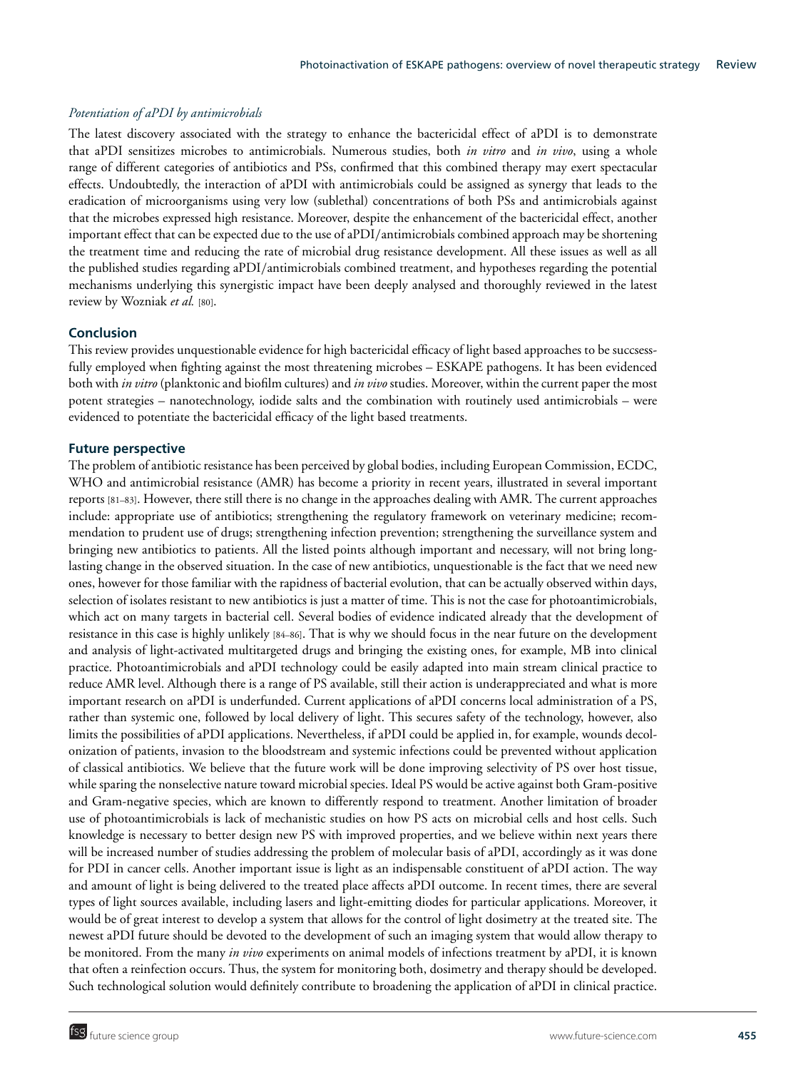### *Potentiation of aPDI by antimicrobials*

The latest discovery associated with the strategy to enhance the bactericidal effect of aPDI is to demonstrate that aPDI sensitizes microbes to antimicrobials. Numerous studies, both *in vitro* and *in vivo*, using a whole range of different categories of antibiotics and PSs, confirmed that this combined therapy may exert spectacular effects. Undoubtedly, the interaction of aPDI with antimicrobials could be assigned as synergy that leads to the eradication of microorganisms using very low (sublethal) concentrations of both PSs and antimicrobials against that the microbes expressed high resistance. Moreover, despite the enhancement of the bactericidal effect, another important effect that can be expected due to the use of aPDI/antimicrobials combined approach may be shortening the treatment time and reducing the rate of microbial drug resistance development. All these issues as well as all the published studies regarding aPDI/antimicrobials combined treatment, and hypotheses regarding the potential mechanisms underlying this synergistic impact have been deeply analysed and thoroughly reviewed in the latest review by Wozniak *et al.* [80].

## Conclusion

This review provides unquestionable evidence for high bactericidal efficacy of light based approaches to be succsessfully employed when fighting against the most threatening microbes – ESKAPE pathogens. It has been evidenced both with *in vitro* (planktonic and biofilm cultures) and *in vivo* studies. Moreover, within the current paper the most potent strategies – nanotechnology, iodide salts and the combination with routinely used antimicrobials – were evidenced to potentiate the bactericidal efficacy of the light based treatments.

## Future perspective

The problem of antibiotic resistance has been perceived by global bodies, including European Commission, ECDC, WHO and antimicrobial resistance (AMR) has become a priority in recent years, illustrated in several important reports [81–83]. However, there still there is no change in the approaches dealing with AMR. The current approaches include: appropriate use of antibiotics; strengthening the regulatory framework on veterinary medicine; recommendation to prudent use of drugs; strengthening infection prevention; strengthening the surveillance system and bringing new antibiotics to patients. All the listed points although important and necessary, will not bring long-lasting change in the observed situation. In the case of new antibiotics, unquestionable is the fact that we need new ones, however for those familiar with the rapidness of bacterial evolution, that can be actually observed within days, selection of isolates resistant to new antibiotics is just a matter of time. This is not the case for photoantimicrobials, which act on many targets in bacterial cell. Several bodies of evidence indicated already that the development of resistance in this case is highly unlikely [84–86]. That is why we should focus in the near future on the development and analysis of light-activated multitargeted drugs and bringing the existing ones, for example, MB into clinical practice. Photoantimicrobials and aPDI technology could be easily adapted into main stream clinical practice to reduce AMR level. Although there is a range of PS available, still their action is underappreciated and what is more important research on aPDI is underfunded. Current applications of aPDI concerns local administration of a PS, rather than systemic one, followed by local delivery of light. This secures safety of the technology, however, also limits the possibilities of aPDI applications. Nevertheless, if aPDI could be applied in, for example, wounds decolonization of patients, invasion to the bloodstream and systemic infections could be prevented without application of classical antibiotics. We believe that the future work will be done improving selectivity of PS over host tissue, while sparing the nonselective nature toward microbial species. Ideal PS would be active against both Gram-positive and Gram-negative species, which are known to differently respond to treatment. Another limitation of broader use of photoantimicrobials is lack of mechanistic studies on how PS acts on microbial cells and host cells. Such knowledge is necessary to better design new PS with improved properties, and we believe within next years there will be increased number of studies addressing the problem of molecular basis of aPDI, accordingly as it was done for PDI in cancer cells. Another important issue is light as an indispensable constituent of aPDI action. The way and amount of light is being delivered to the treated place affects aPDI outcome. In recent times, there are several types of light sources available, including lasers and light-emitting diodes for particular applications. Moreover, it would be of great interest to develop a system that allows for the control of light dosimetry at the treated site. The newest aPDI future should be devoted to the development of such an imaging system that would allow therapy to be monitored. From the many *in vivo* experiments on animal models of infections treatment by aPDI, it is known that often a reinfection occurs. Thus, the system for monitoring both, dosimetry and therapy should be developed. Such technological solution would definitely contribute to broadening the application of aPDI in clinical practice.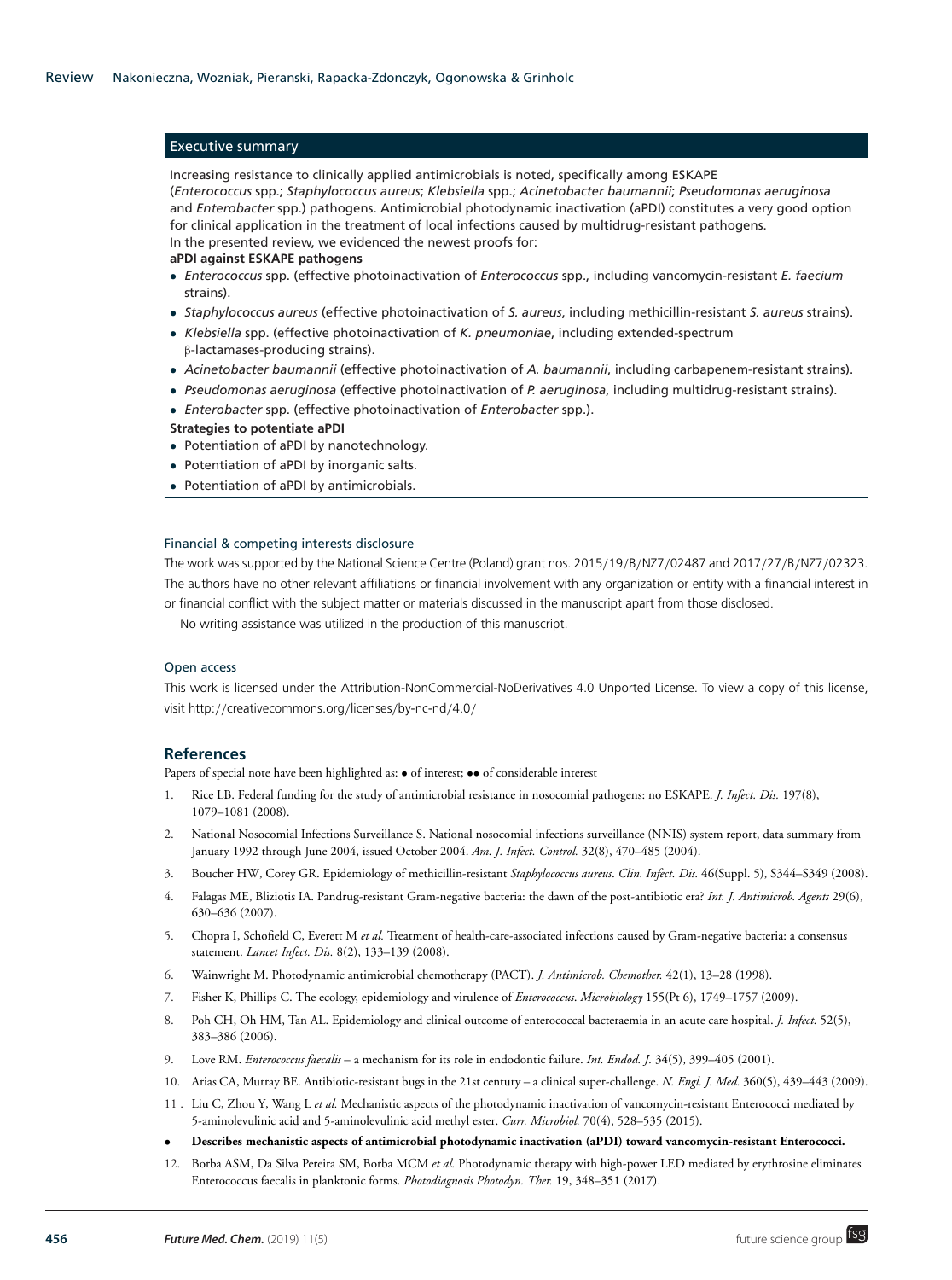## Executive summary

Increasing resistance to clinically applied antimicrobials is noted, specifically among ESKAPE (*Enterococcus* spp.; *Staphylococcus aureus*; *Klebsiella* spp.; *Acinetobacter baumannii*; *Pseudomonas aeruginosa* and *Enterobacter* spp.) pathogens. Antimicrobial photodynamic inactivation (aPDI) constitutes a very good option for clinical application in the treatment of local infections caused by multidrug-resistant pathogens.

In the presented review, we evidenced the newest proofs for:

**aPDI against ESKAPE pathogens**

- *Enterococcus* spp. (effective photoinactivation of *Enterococcus* spp., including vancomycin-resistant *E. faecium* strains).
- *Staphylococcus aureus* (effective photoinactivation of *S. aureus*, including methicillin-resistant *S. aureus* strains).
- *Klebsiella* spp. (effective photoinactivation of *K. pneumoniae*, including extended-spectrum β-lactamases-producing strains).
- *Acinetobacter baumannii* (effective photoinactivation of *A. baumannii*, including carbapenem-resistant strains).
- *Pseudomonas aeruginosa* (effective photoinactivation of *P. aeruginosa*, including multidrug-resistant strains).
- *Enterobacter* spp. (effective photoinactivation of *Enterobacter* spp.).

**Strategies to potentiate aPDI**

- Potentiation of aPDI by nanotechnology.
- Potentiation of aPDI by inorganic salts.
- Potentiation of aPDI by antimicrobials.

### Financial & competing interests disclosure

The work was supported by the National Science Centre (Poland) grant nos. 2015/19/B/NZ7/02487 and 2017/27/B/NZ7/02323. The authors have no other relevant affiliations or financial involvement with any organization or entity with a financial interest in or financial conflict with the subject matter or materials discussed in the manuscript apart from those disclosed.

No writing assistance was utilized in the production of this manuscript.

### Open access

This work is licensed under the Attribution-NonCommercial-NoDerivatives 4.0 Unported License. To view a copy of this license, visit http://creativecommons.org/licenses/by-nc-nd/4.0/

## References

Papers of special note have been highlighted as: • of interest; •• of considerable interest

1. Rice LB. Federal funding for the study of antimicrobial resistance in nosocomial pathogens: no ESKAPE. *J. Infect. Dis.* 197(8), 1079–1081 (2008).
2. National Nosocomial Infections Surveillance S. National nosocomial infections surveillance (NNIS) system report, data summary from January 1992 through June 2004, issued October 2004. *Am. J. Infect. Control.* 32(8), 470–485 (2004).
3. Boucher HW, Corey GR. Epidemiology of methicillin-resistant *Staphylococcus aureus*. *Clin. Infect. Dis.* 46(Suppl. 5), S344–S349 (2008).
4. Falagas ME, Bliziotis IA. Pandrug-resistant Gram-negative bacteria: the dawn of the post-antibiotic era? *Int. J. Antimicrob. Agents* 29(6), 630–636 (2007).
5. Chopra I, Schofield C, Everett M *et al.* Treatment of health-care-associated infections caused by Gram-negative bacteria: a consensus statement. *Lancet Infect. Dis.* 8(2), 133–139 (2008).
6. Wainwright M. Photodynamic antimicrobial chemotherapy (PACT). *J. Antimicrob. Chemother.* 42(1), 13–28 (1998).
7. Fisher K, Phillips C. The ecology, epidemiology and virulence of *Enterococcus*. *Microbiology* 155(Pt 6), 1749–1757 (2009).
8. Poh CH, Oh HM, Tan AL. Epidemiology and clinical outcome of enterococcal bacteraemia in an acute care hospital. *J. Infect.* 52(5), 383–386 (2006).
9. Love RM. *Enterococcus faecalis* – a mechanism for its role in endodontic failure. *Int. Endod. J.* 34(5), 399–405 (2001).
10. Arias CA, Murray BE. Antibiotic-resistant bugs in the 21st century – a clinical super-challenge. *N. Engl. J. Med.* 360(5), 439–443 (2009).
11. Liu C, Zhou Y, Wang L *et al.* Mechanistic aspects of the photodynamic inactivation of vancomycin-resistant Enterococci mediated by 5-aminolevulinic acid and 5-aminolevulinic acid methyl ester. *Curr. Microbiol.* 70(4), 528–535 (2015).
    - • **Describes mechanistic aspects of antimicrobial photodynamic inactivation (aPDI) toward vancomycin-resistant Enterococci.**
12. Borba ASM, Da Silva Pereira SM, Borba MCM *et al.* Photodynamic therapy with high-power LED mediated by erythrosine eliminates Enterococcus faecalis in planktonic forms. *Photodiagnosis Photodyn. Ther.* 19, 348–351 (2017).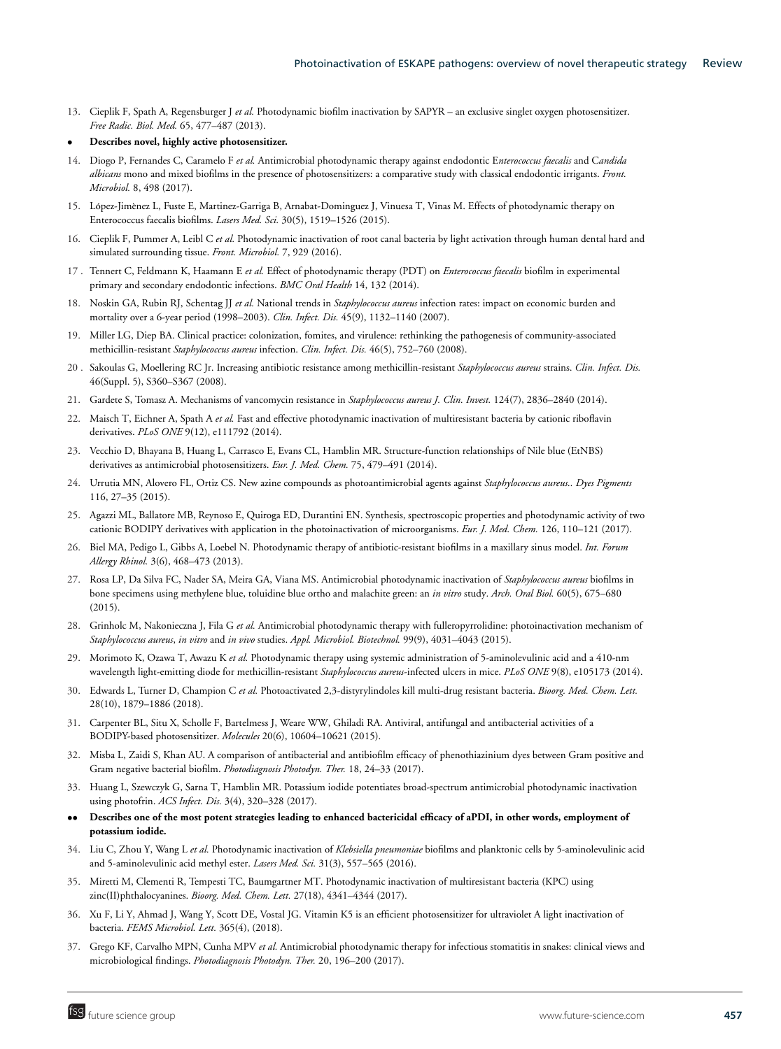13. Cieplik F, Spath A, Regensburger J *et al.* Photodynamic biofilm inactivation by SAPYR – an exclusive singlet oxygen photosensitizer. *Free Radic. Biol. Med.* 65, 477–487 (2013).

- **Describes novel, highly active photosensitizer.**

14. Diogo P, Fernandes C, Caramelo F *et al.* Antimicrobial photodynamic therapy against endodontic E*nterococcus faecalis* and C*andida albicans* mono and mixed biofilms in the presence of photosensitizers: a comparative study with classical endodontic irrigants. *Front. Microbiol.* 8, 498 (2017).
15. López-Jimènez L, Fuste E, Martinez-Garriga B, Arnabat-Dominguez J, Vinuesa T, Vinas M. Effects of photodynamic therapy on Enterococcus faecalis biofilms. *Lasers Med. Sci.* 30(5), 1519–1526 (2015).
16. Cieplik F, Pummer A, Leibl C *et al.* Photodynamic inactivation of root canal bacteria by light activation through human dental hard and simulated surrounding tissue. *Front. Microbiol.* 7, 929 (2016).
17. Tennert C, Feldmann K, Haamann E *et al.* Effect of photodynamic therapy (PDT) on *Enterococcus faecalis* biofilm in experimental primary and secondary endodontic infections. *BMC Oral Health* 14, 132 (2014).
18. Noskin GA, Rubin RJ, Schentag JJ *et al.* National trends in *Staphylococcus aureus* infection rates: impact on economic burden and mortality over a 6-year period (1998–2003). *Clin. Infect. Dis.* 45(9), 1132–1140 (2007).
19. Miller LG, Diep BA. Clinical practice: colonization, fomites, and virulence: rethinking the pathogenesis of community-associated methicillin-resistant *Staphylococcus aureus* infection. *Clin. Infect. Dis.* 46(5), 752–760 (2008).
20. Sakoulas G, Moellering RC Jr. Increasing antibiotic resistance among methicillin-resistant *Staphylococcus aureus* strains. *Clin. Infect. Dis.* 46(Suppl. 5), S360–S367 (2008).
21. Gardete S, Tomasz A. Mechanisms of vancomycin resistance in *Staphylococcus aureus J. Clin. Invest.* 124(7), 2836–2840 (2014).
22. Maisch T, Eichner A, Spath A *et al.* Fast and effective photodynamic inactivation of multiresistant bacteria by cationic riboflavin derivatives. *PLoS ONE* 9(12), e111792 (2014).
23. Vecchio D, Bhayana B, Huang L, Carrasco E, Evans CL, Hamblin MR. Structure-function relationships of Nile blue (EtNBS) derivatives as antimicrobial photosensitizers. *Eur. J. Med. Chem.* 75, 479–491 (2014).
24. Urrutia MN, Alovero FL, Ortiz CS. New azine compounds as photoantimicrobial agents against *Staphylococcus aureus.. Dyes Pigments* 116, 27–35 (2015).
25. Agazzi ML, Ballatore MB, Reynoso E, Quiroga ED, Durantini EN. Synthesis, spectroscopic properties and photodynamic activity of two cationic BODIPY derivatives with application in the photoinactivation of microorganisms. *Eur. J. Med. Chem.* 126, 110–121 (2017).
26. Biel MA, Pedigo L, Gibbs A, Loebel N. Photodynamic therapy of antibiotic-resistant biofilms in a maxillary sinus model. *Int. Forum Allergy Rhinol.* 3(6), 468–473 (2013).
27. Rosa LP, Da Silva FC, Nader SA, Meira GA, Viana MS. Antimicrobial photodynamic inactivation of *Staphylococcus aureus* biofilms in bone specimens using methylene blue, toluidine blue ortho and malachite green: an *in vitro* study. *Arch. Oral Biol.* 60(5), 675–680 (2015).
28. Grinholc M, Nakonieczna J, Fila G *et al.* Antimicrobial photodynamic therapy with fulleropyrrolidine: photoinactivation mechanism of *Staphylococcus aureus*, *in vitro* and *in vivo* studies. *Appl. Microbiol. Biotechnol.* 99(9), 4031–4043 (2015).
29. Morimoto K, Ozawa T, Awazu K *et al.* Photodynamic therapy using systemic administration of 5-aminolevulinic acid and a 410-nm wavelength light-emitting diode for methicillin-resistant *Staphylococcus aureus*-infected ulcers in mice. *PLoS ONE* 9(8), e105173 (2014).
30. Edwards L, Turner D, Champion C *et al.* Photoactivated 2,3-distyrylindoles kill multi-drug resistant bacteria. *Bioorg. Med. Chem. Lett.* 28(10), 1879–1886 (2018).
31. Carpenter BL, Situ X, Scholle F, Bartelmess J, Weare WW, Ghiladi RA. Antiviral, antifungal and antibacterial activities of a BODIPY-based photosensitizer. *Molecules* 20(6), 10604–10621 (2015).
32. Misba L, Zaidi S, Khan AU. A comparison of antibacterial and antibiofilm efficacy of phenothiazinium dyes between Gram positive and Gram negative bacterial biofilm. *Photodiagnosis Photodyn. Ther.* 18, 24–33 (2017).
33. Huang L, Szewczyk G, Sarna T, Hamblin MR. Potassium iodide potentiates broad-spectrum antimicrobial photodynamic inactivation using photofrin. *ACS Infect. Dis.* 3(4), 320–328 (2017).

- • **Describes one of the most potent strategies leading to enhanced bactericidal efficacy of aPDI, in other words, employment of potassium iodide.**

34. Liu C, Zhou Y, Wang L *et al.* Photodynamic inactivation of *Klebsiella pneumoniae* biofilms and planktonic cells by 5-aminolevulinic acid and 5-aminolevulinic acid methyl ester. *Lasers Med. Sci.* 31(3), 557–565 (2016).
35. Miretti M, Clementi R, Tempesti TC, Baumgartner MT. Photodynamic inactivation of multiresistant bacteria (KPC) using zinc(II)phthalocyanines. *Bioorg. Med. Chem. Lett.* 27(18), 4341–4344 (2017).
36. Xu F, Li Y, Ahmad J, Wang Y, Scott DE, Vostal JG. Vitamin K5 is an efficient photosensitizer for ultraviolet A light inactivation of bacteria. *FEMS Microbiol. Lett.* 365(4), (2018).
37. Grego KF, Carvalho MPN, Cunha MPV *et al.* Antimicrobial photodynamic therapy for infectious stomatitis in snakes: clinical views and microbiological findings. *Photodiagnosis Photodyn. Ther.* 20, 196–200 (2017).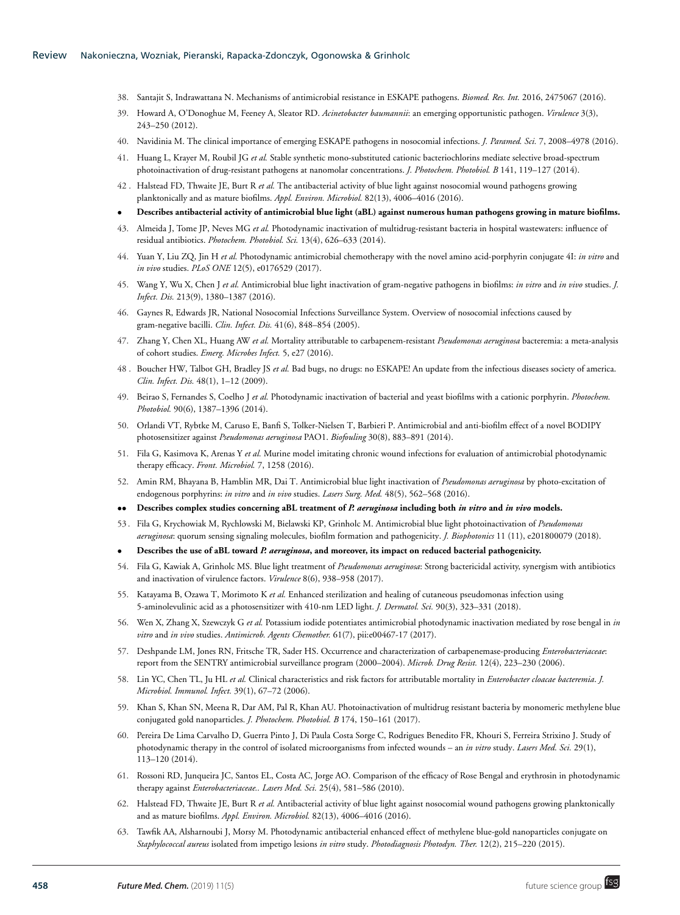38. Santajit S, Indrawattana N. Mechanisms of antimicrobial resistance in ESKAPE pathogens. *Biomed. Res. Int.* 2016, 2475067 (2016).
39. Howard A, O'Donoghue M, Feeney A, Sleator RD. *Acinetobacter baumannii*: an emerging opportunistic pathogen. *Virulence* 3(3), 243–250 (2012).
40. Navidinia M. The clinical importance of emerging ESKAPE pathogens in nosocomial infections. *J. Paramed. Sci.* 7, 2008–4978 (2016).
41. Huang L, Krayer M, Roubil JG *et al.* Stable synthetic mono-substituted cationic bacteriochlorins mediate selective broad-spectrum photoinactivation of drug-resistant pathogens at nanomolar concentrations. *J. Photochem. Photobiol. B* 141, 119–127 (2014).
42. Halstead FD, Thwaite JE, Burt R *et al.* The antibacterial activity of blue light against nosocomial wound pathogens growing planktonically and as mature biofilms. *Appl. Environ. Microbiol.* 82(13), 4006–4016 (2016).
- **Describes antibacterial activity of antimicrobial blue light (aBL) against numerous human pathogens growing in mature biofilms.**
43. Almeida J, Tome JP, Neves MG *et al.* Photodynamic inactivation of multidrug-resistant bacteria in hospital wastewaters: influence of residual antibiotics. *Photochem. Photobiol. Sci.* 13(4), 626–633 (2014).
44. Yuan Y, Liu ZQ, Jin H *et al.* Photodynamic antimicrobial chemotherapy with the novel amino acid-porphyrin conjugate 4I: *in vitro* and *in vivo* studies. *PLoS ONE* 12(5), e0176529 (2017).
45. Wang Y, Wu X, Chen J *et al.* Antimicrobial blue light inactivation of gram-negative pathogens in biofilms: *in vitro* and *in vivo* studies. *J. Infect. Dis.* 213(9), 1380–1387 (2016).
46. Gaynes R, Edwards JR, National Nosocomial Infections Surveillance System. Overview of nosocomial infections caused by gram-negative bacilli. *Clin. Infect. Dis.* 41(6), 848–854 (2005).
47. Zhang Y, Chen XL, Huang AW *et al.* Mortality attributable to carbapenem-resistant *Pseudomonas aeruginosa* bacteremia: a meta-analysis of cohort studies. *Emerg. Microbes Infect.* 5, e27 (2016).
48. Boucher HW, Talbot GH, Bradley JS *et al.* Bad bugs, no drugs: no ESKAPE! An update from the infectious diseases society of america. *Clin. Infect. Dis.* 48(1), 1–12 (2009).
49. Beirao S, Fernandes S, Coelho J *et al.* Photodynamic inactivation of bacterial and yeast biofilms with a cationic porphyrin. *Photochem. Photobiol.* 90(6), 1387–1396 (2014).
50. Orlandi VT, Rybtke M, Caruso E, Banfi S, Tolker-Nielsen T, Barbieri P. Antimicrobial and anti-biofilm effect of a novel BODIPY photosensitizer against *Pseudomonas aeruginosa* PAO1. *Biofouling* 30(8), 883–891 (2014).
51. Fila G, Kasimova K, Arenas Y *et al.* Murine model imitating chronic wound infections for evaluation of antimicrobial photodynamic therapy efficacy. *Front. Microbiol.* 7, 1258 (2016).
52. Amin RM, Bhayana B, Hamblin MR, Dai T. Antimicrobial blue light inactivation of *Pseudomonas aeruginosa* by photo-excitation of endogenous porphyrins: *in vitro* and *in vivo* studies. *Lasers Surg. Med.* 48(5), 562–568 (2016).
- •• **Describes complex studies concerning aBL treatment of *P. aeruginosa* including both *in vitro* and *in vivo* models.**
53. Fila G, Krychowiak M, Rychlowski M, Bielawski KP, Grinholc M. Antimicrobial blue light photoinactivation of *Pseudomonas aeruginosa*: quorum sensing signaling molecules, biofilm formation and pathogenicity. *J. Biophotonics* 11 (11), e201800079 (2018).
- **Describes the use of aBL toward *P. aeruginosa*, and moreover, its impact on reduced bacterial pathogenicity.**
54. Fila G, Kawiak A, Grinholc MS. Blue light treatment of *Pseudomonas aeruginosa*: Strong bactericidal activity, synergism with antibiotics and inactivation of virulence factors. *Virulence* 8(6), 938–958 (2017).
55. Katayama B, Ozawa T, Morimoto K *et al.* Enhanced sterilization and healing of cutaneous pseudomonas infection using 5-aminolevulinic acid as a photosensitizer with 410-nm LED light. *J. Dermatol. Sci.* 90(3), 323–331 (2018).
56. Wen X, Zhang X, Szewczyk G *et al.* Potassium iodide potentiates antimicrobial photodynamic inactivation mediated by rose bengal in *in vitro* and *in vivo* studies. *Antimicrob. Agents Chemother.* 61(7), pii:e00467-17 (2017).
57. Deshpande LM, Jones RN, Fritsche TR, Sader HS. Occurrence and characterization of carbapenemase-producing *Enterobacteriaceae*: report from the SENTRY antimicrobial surveillance program (2000–2004). *Microb. Drug Resist.* 12(4), 223–230 (2006).
58. Lin YC, Chen TL, Ju HL *et al.* Clinical characteristics and risk factors for attributable mortality in *Enterobacter cloacae bacteremia*. *J. Microbiol. Immunol. Infect.* 39(1), 67–72 (2006).
59. Khan S, Khan SN, Meena R, Dar AM, Pal R, Khan AU. Photoinactivation of multidrug resistant bacteria by monomeric methylene blue conjugated gold nanoparticles. *J. Photochem. Photobiol. B* 174, 150–161 (2017).
60. Pereira De Lima Carvalho D, Guerra Pinto J, Di Paula Costa Sorge C, Rodrigues Benedito FR, Khouri S, Ferreira Strixino J. Study of photodynamic therapy in the control of isolated microorganisms from infected wounds – an *in vitro* study. *Lasers Med. Sci.* 29(1), 113–120 (2014).
61. Rossoni RD, Junqueira JC, Santos EL, Costa AC, Jorge AO. Comparison of the efficacy of Rose Bengal and erythrosin in photodynamic therapy against *Enterobacteriaceae.*. *Lasers Med. Sci.* 25(4), 581–586 (2010).
62. Halstead FD, Thwaite JE, Burt R *et al.* Antibacterial activity of blue light against nosocomial wound pathogens growing planktonically and as mature biofilms. *Appl. Environ. Microbiol.* 82(13), 4006–4016 (2016).
63. Tawfik AA, Alsharnoubi J, Morsy M. Photodynamic antibacterial enhanced effect of methylene blue-gold nanoparticles conjugate on *Staphylococcal aureus* isolated from impetigo lesions *in vitro* study. *Photodiagnosis Photodyn. Ther.* 12(2), 215–220 (2015).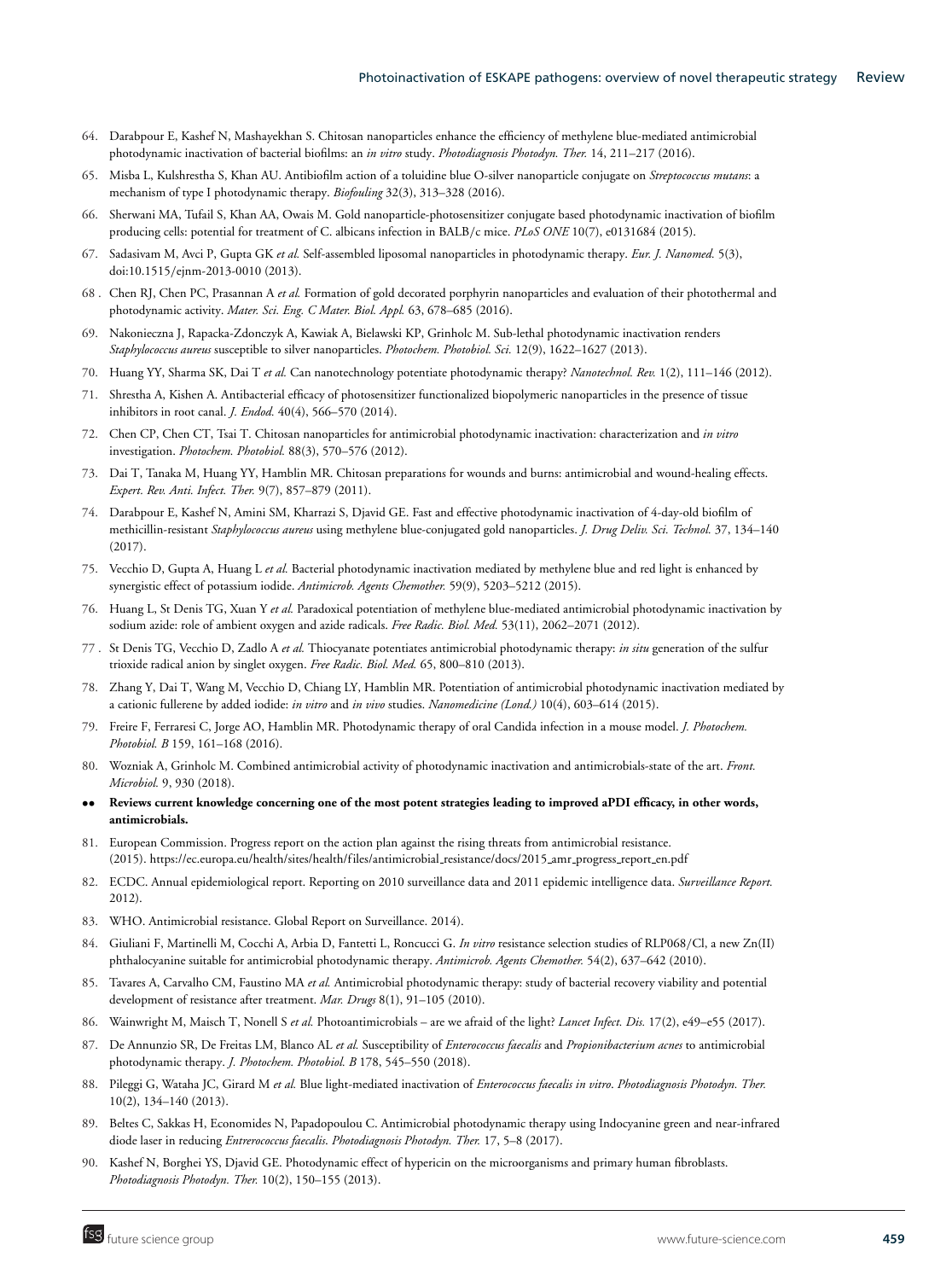64. Darabpour E, Kashef N, Mashayekhan S. Chitosan nanoparticles enhance the efficiency of methylene blue-mediated antimicrobial photodynamic inactivation of bacterial biofilms: an *in vitro* study. *Photodiagnosis Photodyn. Ther.* 14, 211–217 (2016).
65. Misba L, Kulshrestha S, Khan AU. Antibiofilm action of a toluidine blue O-silver nanoparticle conjugate on *Streptococcus mutans*: a mechanism of type I photodynamic therapy. *Biofouling* 32(3), 313–328 (2016).
66. Sherwani MA, Tufail S, Khan AA, Owais M. Gold nanoparticle-photosensitizer conjugate based photodynamic inactivation of biofilm producing cells: potential for treatment of C. albicans infection in BALB/c mice. *PLoS ONE* 10(7), e0131684 (2015).
67. Sadasivam M, Avci P, Gupta GK *et al.* Self-assembled liposomal nanoparticles in photodynamic therapy. *Eur. J. Nanomed.* 5(3), doi:10.1515/ejnm-2013-0010 (2013).
68. Chen RJ, Chen PC, Prasannan A *et al.* Formation of gold decorated porphyrin nanoparticles and evaluation of their photothermal and photodynamic activity. *Mater. Sci. Eng. C Mater. Biol. Appl.* 63, 678–685 (2016).
69. Nakonieczna J, Rapacka-Zdonczyk A, Kawiak A, Bielawski KP, Grinholc M. Sub-lethal photodynamic inactivation renders *Staphylococcus aureus* susceptible to silver nanoparticles. *Photochem. Photobiol. Sci.* 12(9), 1622–1627 (2013).
70. Huang YY, Sharma SK, Dai T *et al.* Can nanotechnology potentiate photodynamic therapy? *Nanotechnol. Rev.* 1(2), 111–146 (2012).
71. Shrestha A, Kishen A. Antibacterial efficacy of photosensitizer functionalized biopolymeric nanoparticles in the presence of tissue inhibitors in root canal. *J. Endod.* 40(4), 566–570 (2014).
72. Chen CP, Chen CT, Tsai T. Chitosan nanoparticles for antimicrobial photodynamic inactivation: characterization and *in vitro* investigation. *Photochem. Photobiol.* 88(3), 570–576 (2012).
73. Dai T, Tanaka M, Huang YY, Hamblin MR. Chitosan preparations for wounds and burns: antimicrobial and wound-healing effects. *Expert. Rev. Anti. Infect. Ther.* 9(7), 857–879 (2011).
74. Darabpour E, Kashef N, Amini SM, Kharrazi S, Djavid GE. Fast and effective photodynamic inactivation of 4-day-old biofilm of methicillin-resistant *Staphylococcus aureus* using methylene blue-conjugated gold nanoparticles. *J. Drug Deliv. Sci. Technol.* 37, 134–140 (2017).
75. Vecchio D, Gupta A, Huang L *et al.* Bacterial photodynamic inactivation mediated by methylene blue and red light is enhanced by synergistic effect of potassium iodide. *Antimicrob. Agents Chemother.* 59(9), 5203–5212 (2015).
76. Huang L, St Denis TG, Xuan Y *et al.* Paradoxical potentiation of methylene blue-mediated antimicrobial photodynamic inactivation by sodium azide: role of ambient oxygen and azide radicals. *Free Radic. Biol. Med.* 53(11), 2062–2071 (2012).
77. St Denis TG, Vecchio D, Zadlo A *et al.* Thiocyanate potentiates antimicrobial photodynamic therapy: *in situ* generation of the sulfur trioxide radical anion by singlet oxygen. *Free Radic. Biol. Med.* 65, 800–810 (2013).
78. Zhang Y, Dai T, Wang M, Vecchio D, Chiang LY, Hamblin MR. Potentiation of antimicrobial photodynamic inactivation mediated by a cationic fullerene by added iodide: *in vitro* and *in vivo* studies. *Nanomedicine (Lond.)* 10(4), 603–614 (2015).
79. Freire F, Ferraresi C, Jorge AO, Hamblin MR. Photodynamic therapy of oral Candida infection in a mouse model. *J. Photochem. Photobiol. B* 159, 161–168 (2016).
80. Wozniak A, Grinholc M. Combined antimicrobial activity of photodynamic inactivation and antimicrobials-state of the art. *Front. Microbiol.* 9, 930 (2018).

•• **Reviews current knowledge concerning one of the most potent strategies leading to improved aPDI efficacy, in other words, antimicrobials.**

81. European Commission. Progress report on the action plan against the rising threats from antimicrobial resistance. (2015). https://ec.europa.eu/health/sites/health/files/antimicrobial_resistance/docs/2015_amr_progress_report_en.pdf
82. ECDC. Annual epidemiological report. Reporting on 2010 surveillance data and 2011 epidemic intelligence data. *Surveillance Report.* 2012).
83. WHO. Antimicrobial resistance. Global Report on Surveillance. 2014).
84. Giuliani F, Martinelli M, Cocchi A, Arbia D, Fantetti L, Roncucci G. *In vitro* resistance selection studies of RLP068/Cl, a new Zn(II) phthalocyanine suitable for antimicrobial photodynamic therapy. *Antimicrob. Agents Chemother.* 54(2), 637–642 (2010).
85. Tavares A, Carvalho CM, Faustino MA *et al.* Antimicrobial photodynamic therapy: study of bacterial recovery viability and potential development of resistance after treatment. *Mar. Drugs* 8(1), 91–105 (2010).
86. Wainwright M, Maisch T, Nonell S *et al.* Photoantimicrobials – are we afraid of the light? *Lancet Infect. Dis.* 17(2), e49–e55 (2017).
87. De Annunzio SR, De Freitas LM, Blanco AL *et al.* Susceptibility of *Enterococcus faecalis* and *Propionibacterium acnes* to antimicrobial photodynamic therapy. *J. Photochem. Photobiol. B* 178, 545–550 (2018).
88. Pileggi G, Wataha JC, Girard M *et al.* Blue light-mediated inactivation of *Enterococcus faecalis in vitro*. *Photodiagnosis Photodyn. Ther.* 10(2), 134–140 (2013).
89. Beltes C, Sakkas H, Economides N, Papadopoulou C. Antimicrobial photodynamic therapy using Indocyanine green and near-infrared diode laser in reducing *Entrerococcus faecalis*. *Photodiagnosis Photodyn. Ther.* 17, 5–8 (2017).
90. Kashef N, Borghei YS, Djavid GE. Photodynamic effect of hypericin on the microorganisms and primary human fibroblasts. *Photodiagnosis Photodyn. Ther.* 10(2), 150–155 (2013).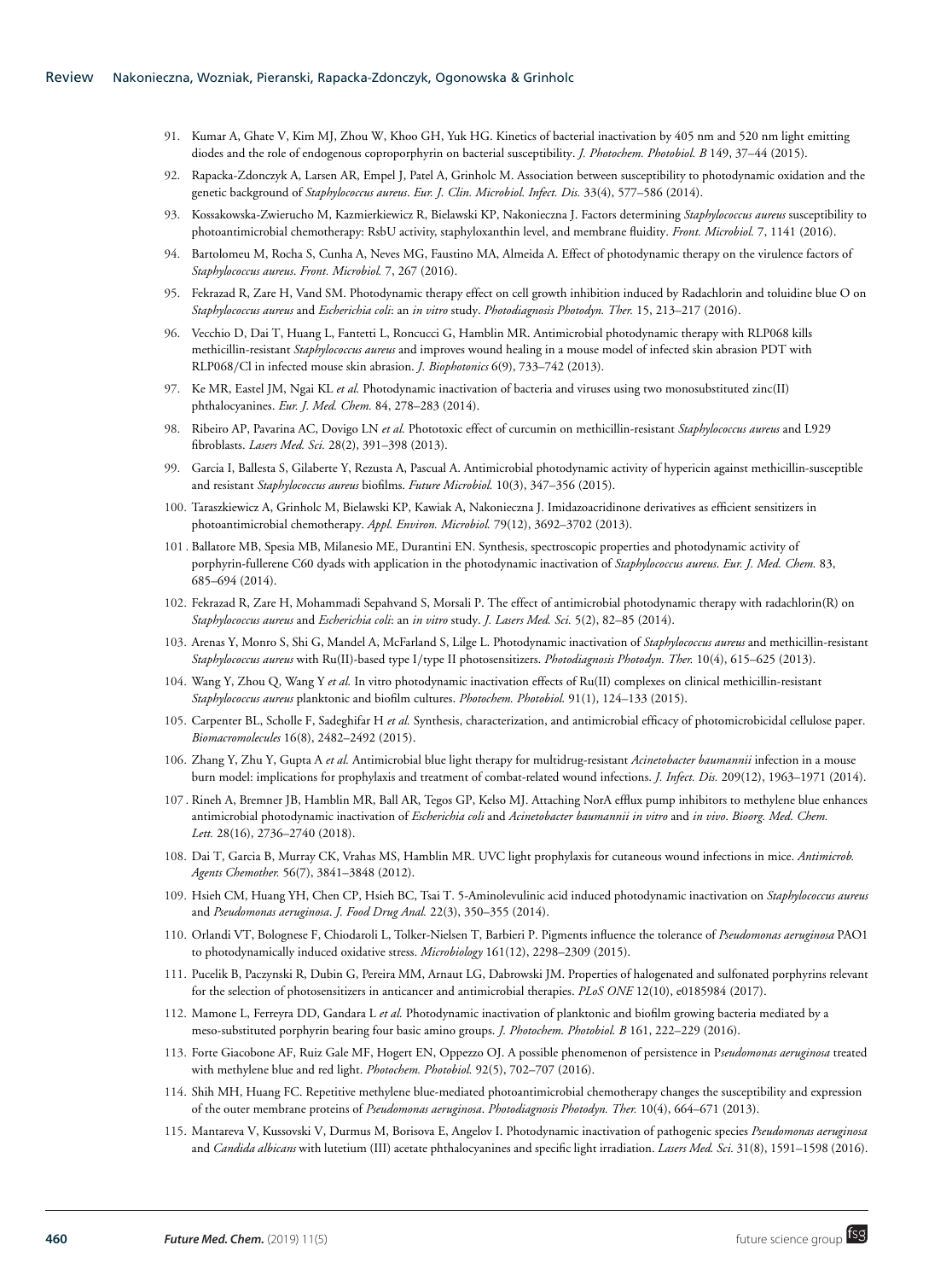91. Kumar A, Ghate V, Kim MJ, Zhou W, Khoo GH, Yuk HG. Kinetics of bacterial inactivation by 405 nm and 520 nm light emitting diodes and the role of endogenous coproporphyrin on bacterial susceptibility. *J. Photochem. Photobiol. B* 149, 37–44 (2015).
92. Rapacka-Zdonczyk A, Larsen AR, Empel J, Patel A, Grinholc M. Association between susceptibility to photodynamic oxidation and the genetic background of *Staphylococcus aureus*. *Eur. J. Clin. Microbiol. Infect. Dis.* 33(4), 577–586 (2014).
93. Kossakowska-Zwierucho M, Kazmierkiewicz R, Bielawski KP, Nakonieczna J. Factors determining *Staphylococcus aureus* susceptibility to photoantimicrobial chemotherapy: RsbU activity, staphyloxanthin level, and membrane fluidity. *Front. Microbiol.* 7, 1141 (2016).
94. Bartolomeu M, Rocha S, Cunha A, Neves MG, Faustino MA, Almeida A. Effect of photodynamic therapy on the virulence factors of *Staphylococcus aureus*. *Front. Microbiol.* 7, 267 (2016).
95. Fekrazad R, Zare H, Vand SM. Photodynamic therapy effect on cell growth inhibition induced by Radachlorin and toluidine blue O on *Staphylococcus aureus* and *Escherichia coli*: an *in vitro* study. *Photodiagnosis Photodyn. Ther.* 15, 213–217 (2016).
96. Vecchio D, Dai T, Huang L, Fantetti L, Roncucci G, Hamblin MR. Antimicrobial photodynamic therapy with RLP068 kills methicillin-resistant *Staphylococcus aureus* and improves wound healing in a mouse model of infected skin abrasion PDT with RLP068/Cl in infected mouse skin abrasion. *J. Biophotonics* 6(9), 733–742 (2013).
97. Ke MR, Eastel JM, Ngai KL *et al.* Photodynamic inactivation of bacteria and viruses using two monosubstituted zinc(II) phthalocyanines. *Eur. J. Med. Chem.* 84, 278–283 (2014).
98. Ribeiro AP, Pavarina AC, Dovigo LN *et al.* Phototoxic effect of curcumin on methicillin-resistant *Staphylococcus aureus* and L929 fibroblasts. *Lasers Med. Sci.* 28(2), 391–398 (2013).
99. Garcia I, Ballesta S, Gilaberte Y, Rezusta A, Pascual A. Antimicrobial photodynamic activity of hypericin against methicillin-susceptible and resistant *Staphylococcus aureus* biofilms. *Future Microbiol.* 10(3), 347–356 (2015).
100. Taraszkiewicz A, Grinholc M, Bielawski KP, Kawiak A, Nakonieczna J. Imidazoacridinone derivatives as efficient sensitizers in photoantimicrobial chemotherapy. *Appl. Environ. Microbiol.* 79(12), 3692–3702 (2013).
101. Ballatore MB, Spesia MB, Milanesio ME, Durantini EN. Synthesis, spectroscopic properties and photodynamic activity of porphyrin-fullerene C60 dyads with application in the photodynamic inactivation of *Staphylococcus aureus*. *Eur. J. Med. Chem.* 83, 685–694 (2014).
102. Fekrazad R, Zare H, Mohammadi Sepahvand S, Morsali P. The effect of antimicrobial photodynamic therapy with radachlorin(R) on *Staphylococcus aureus* and *Escherichia coli*: an *in vitro* study. *J. Lasers Med. Sci.* 5(2), 82–85 (2014).
103. Arenas Y, Monro S, Shi G, Mandel A, McFarland S, Lilge L. Photodynamic inactivation of *Staphylococcus aureus* and methicillin-resistant *Staphylococcus aureus* with Ru(II)-based type I/type II photosensitizers. *Photodiagnosis Photodyn. Ther.* 10(4), 615–625 (2013).
104. Wang Y, Zhou Q, Wang Y *et al.* In vitro photodynamic inactivation effects of Ru(II) complexes on clinical methicillin-resistant *Staphylococcus aureus* planktonic and biofilm cultures. *Photochem. Photobiol.* 91(1), 124–133 (2015).
105. Carpenter BL, Scholle F, Sadeghifar H *et al.* Synthesis, characterization, and antimicrobial efficacy of photomicrobicidal cellulose paper. *Biomacromolecules* 16(8), 2482–2492 (2015).
106. Zhang Y, Zhu Y, Gupta A *et al.* Antimicrobial blue light therapy for multidrug-resistant *Acinetobacter baumannii* infection in a mouse burn model: implications for prophylaxis and treatment of combat-related wound infections. *J. Infect. Dis.* 209(12), 1963–1971 (2014).
107. Rineh A, Bremner JB, Hamblin MR, Ball AR, Tegos GP, Kelso MJ. Attaching NorA efflux pump inhibitors to methylene blue enhances antimicrobial photodynamic inactivation of *Escherichia coli* and *Acinetobacter baumannii in vitro* and *in vivo*. *Bioorg. Med. Chem. Lett.* 28(16), 2736–2740 (2018).
108. Dai T, Garcia B, Murray CK, Vrahas MS, Hamblin MR. UVC light prophylaxis for cutaneous wound infections in mice. *Antimicrob. Agents Chemother.* 56(7), 3841–3848 (2012).
109. Hsieh CM, Huang YH, Chen CP, Hsieh BC, Tsai T. 5-Aminolevulinic acid induced photodynamic inactivation on *Staphylococcus aureus* and *Pseudomonas aeruginosa*. *J. Food Drug Anal.* 22(3), 350–355 (2014).
110. Orlandi VT, Bolognese F, Chiodaroli L, Tolker-Nielsen T, Barbieri P. Pigments influence the tolerance of *Pseudomonas aeruginosa* PAO1 to photodynamically induced oxidative stress. *Microbiology* 161(12), 2298–2309 (2015).
111. Pucelik B, Paczynski R, Dubin G, Pereira MM, Arnaut LG, Dabrowski JM. Properties of halogenated and sulfonated porphyrins relevant for the selection of photosensitizers in anticancer and antimicrobial therapies. *PLoS ONE* 12(10), e0185984 (2017).
112. Mamone L, Ferreyra DD, Gandara L *et al.* Photodynamic inactivation of planktonic and biofilm growing bacteria mediated by a meso-substituted porphyrin bearing four basic amino groups. *J. Photochem. Photobiol. B* 161, 222–229 (2016).
113. Forte Giacobone AF, Ruiz Gale MF, Hogert EN, Oppezzo OJ. A possible phenomenon of persistence in P*seudomonas aeruginosa* treated with methylene blue and red light. *Photochem. Photobiol.* 92(5), 702–707 (2016).
114. Shih MH, Huang FC. Repetitive methylene blue-mediated photoantimicrobial chemotherapy changes the susceptibility and expression of the outer membrane proteins of *Pseudomonas aeruginosa*. *Photodiagnosis Photodyn. Ther.* 10(4), 664–671 (2013).
115. Mantareva V, Kussovski V, Durmus M, Borisova E, Angelov I. Photodynamic inactivation of pathogenic species *Pseudomonas aeruginosa* and *Candida albicans* with lutetium (III) acetate phthalocyanines and specific light irradiation. *Lasers Med. Sci.* 31(8), 1591–1598 (2016).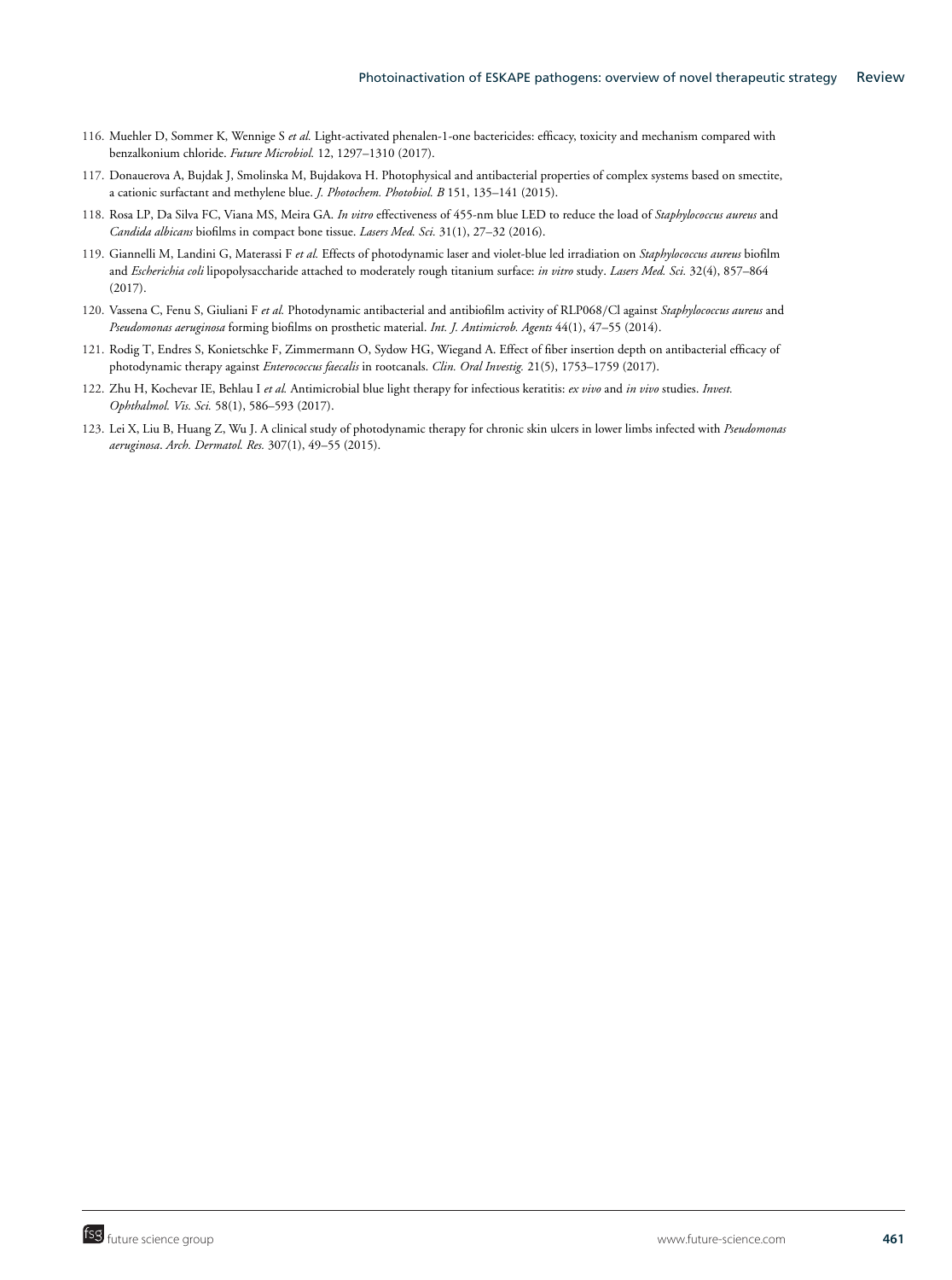116. Muehler D, Sommer K, Wennige S *et al.* Light-activated phenalen-1-one bactericides: efficacy, toxicity and mechanism compared with benzalkonium chloride. *Future Microbiol.* 12, 1297–1310 (2017).
117. Donauerova A, Bujdak J, Smolinska M, Bujdakova H. Photophysical and antibacterial properties of complex systems based on smectite, a cationic surfactant and methylene blue. *J. Photochem. Photobiol. B* 151, 135–141 (2015).
118. Rosa LP, Da Silva FC, Viana MS, Meira GA. *In vitro* effectiveness of 455-nm blue LED to reduce the load of *Staphylococcus aureus* and *Candida albicans* biofilms in compact bone tissue. *Lasers Med. Sci.* 31(1), 27–32 (2016).
119. Giannelli M, Landini G, Materassi F *et al.* Effects of photodynamic laser and violet-blue led irradiation on *Staphylococcus aureus* biofilm and *Escherichia coli* lipopolysaccharide attached to moderately rough titanium surface: *in vitro* study. *Lasers Med. Sci.* 32(4), 857–864 (2017).
120. Vassena C, Fenu S, Giuliani F *et al.* Photodynamic antibacterial and antibiofilm activity of RLP068/Cl against *Staphylococcus aureus* and *Pseudomonas aeruginosa* forming biofilms on prosthetic material. *Int. J. Antimicrob. Agents* 44(1), 47–55 (2014).
121. Rodig T, Endres S, Konietschke F, Zimmermann O, Sydow HG, Wiegand A. Effect of fiber insertion depth on antibacterial efficacy of photodynamic therapy against *Enterococcus faecalis* in rootcanals. *Clin. Oral Investig.* 21(5), 1753–1759 (2017).
122. Zhu H, Kochevar IE, Behlau I *et al.* Antimicrobial blue light therapy for infectious keratitis: *ex vivo* and *in vivo* studies. *Invest. Ophthalmol. Vis. Sci.* 58(1), 586–593 (2017).
123. Lei X, Liu B, Huang Z, Wu J. A clinical study of photodynamic therapy for chronic skin ulcers in lower limbs infected with *Pseudomonas aeruginosa*. *Arch. Dermatol. Res.* 307(1), 49–55 (2015).